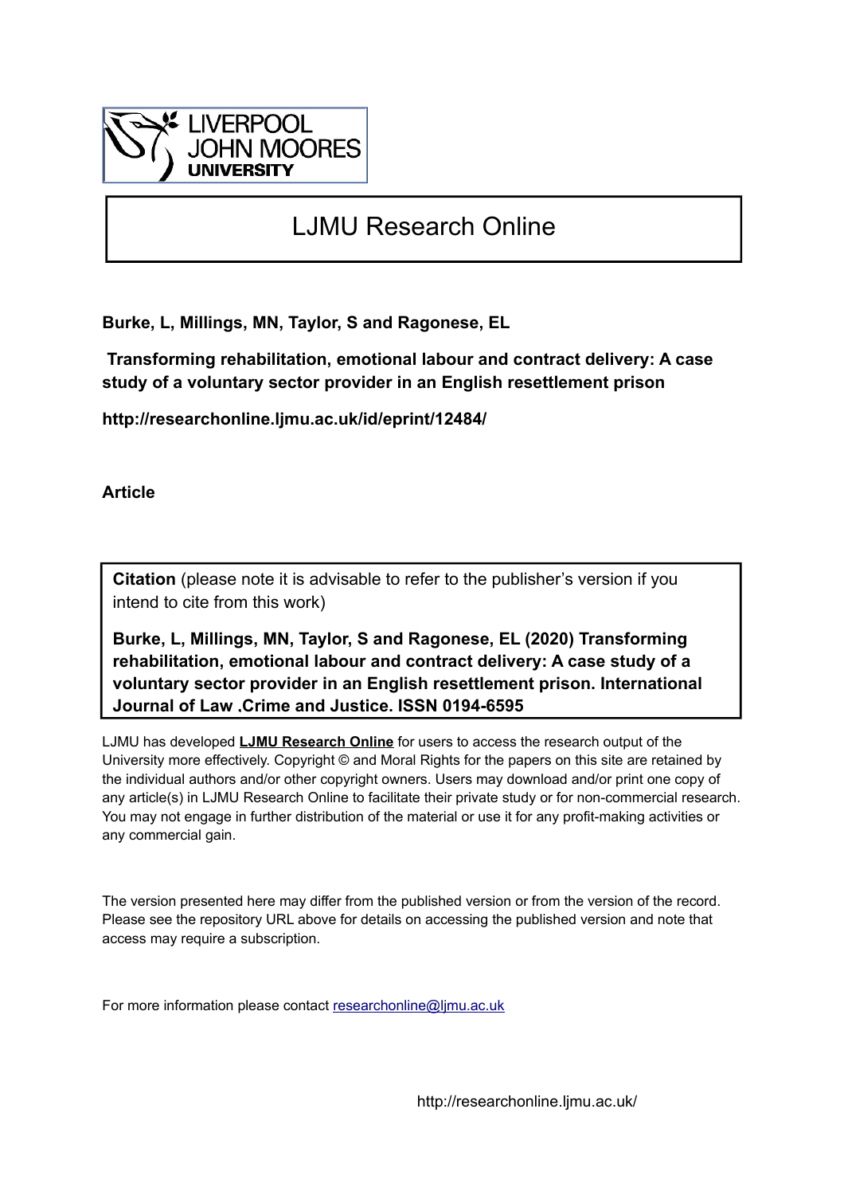LIVERPOOL
JOHN MOORES
UNIVERSITY

# LJMU Research Online

**Burke, L, Millings, MN, Taylor, S and Ragonese, EL**

**Transforming rehabilitation, emotional labour and contract delivery: A case study of a voluntary sector provider in an English resettlement prison**

**http://researchonline.ljmu.ac.uk/id/eprint/12484/**

**Article**

**Citation** (please note it is advisable to refer to the publisher's version if you intend to cite from this work)

**Burke, L, Millings, MN, Taylor, S and Ragonese, EL (2020) Transforming rehabilitation, emotional labour and contract delivery: A case study of a voluntary sector provider in an English resettlement prison. International Journal of Law .Crime and Justice. ISSN 0194-6595**

LJMU has developed **LJMU Research Online** for users to access the research output of the University more effectively. Copyright © and Moral Rights for the papers on this site are retained by the individual authors and/or other copyright owners. Users may download and/or print one copy of any article(s) in LJMU Research Online to facilitate their private study or for non-commercial research. You may not engage in further distribution of the material or use it for any profit-making activities or any commercial gain.

The version presented here may differ from the published version or from the version of the record. Please see the repository URL above for details on accessing the published version and note that access may require a subscription.

For more information please contact researchonline@ljmu.ac.uk

http://researchonline.ljmu.ac.uk/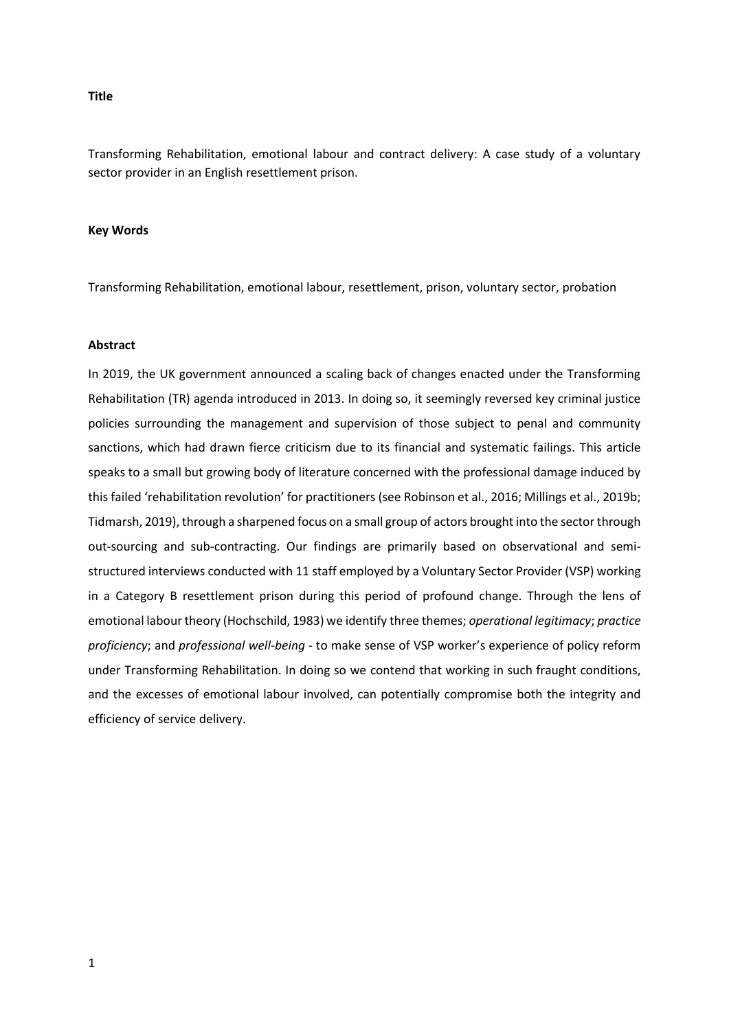**Title**

Transforming Rehabilitation, emotional labour and contract delivery: A case study of a voluntary sector provider in an English resettlement prison.

**Key Words**

Transforming Rehabilitation, emotional labour, resettlement, prison, voluntary sector, probation

**Abstract**

In 2019, the UK government announced a scaling back of changes enacted under the Transforming Rehabilitation (TR) agenda introduced in 2013. In doing so, it seemingly reversed key criminal justice policies surrounding the management and supervision of those subject to penal and community sanctions, which had drawn fierce criticism due to its financial and systematic failings. This article speaks to a small but growing body of literature concerned with the professional damage induced by this failed 'rehabilitation revolution' for practitioners (see Robinson et al., 2016; Millings et al., 2019b; Tidmarsh, 2019), through a sharpened focus on a small group of actors brought into the sector through out-sourcing and sub-contracting. Our findings are primarily based on observational and semi-structured interviews conducted with 11 staff employed by a Voluntary Sector Provider (VSP) working in a Category B resettlement prison during this period of profound change. Through the lens of emotional labour theory (Hochschild, 1983) we identify three themes; *operational legitimacy*; *practice proficiency*; and *professional well-being* - to make sense of VSP worker's experience of policy reform under Transforming Rehabilitation. In doing so we contend that working in such fraught conditions, and the excesses of emotional labour involved, can potentially compromise both the integrity and efficiency of service delivery.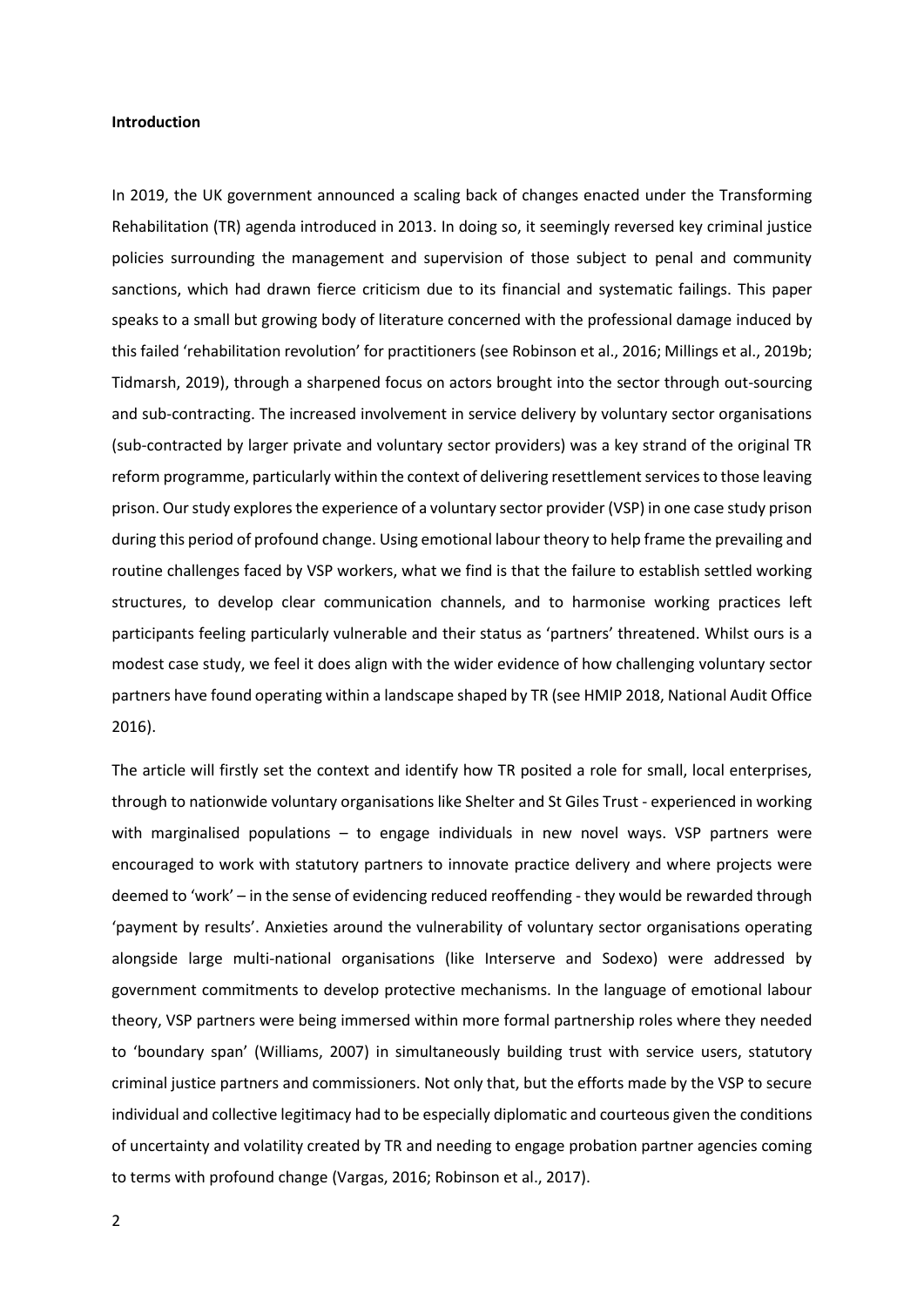**Introduction**

In 2019, the UK government announced a scaling back of changes enacted under the Transforming Rehabilitation (TR) agenda introduced in 2013. In doing so, it seemingly reversed key criminal justice policies surrounding the management and supervision of those subject to penal and community sanctions, which had drawn fierce criticism due to its financial and systematic failings. This paper speaks to a small but growing body of literature concerned with the professional damage induced by this failed 'rehabilitation revolution' for practitioners (see Robinson et al., 2016; Millings et al., 2019b; Tidmarsh, 2019), through a sharpened focus on actors brought into the sector through out-sourcing and sub-contracting. The increased involvement in service delivery by voluntary sector organisations (sub-contracted by larger private and voluntary sector providers) was a key strand of the original TR reform programme, particularly within the context of delivering resettlement services to those leaving prison. Our study explores the experience of a voluntary sector provider (VSP) in one case study prison during this period of profound change. Using emotional labour theory to help frame the prevailing and routine challenges faced by VSP workers, what we find is that the failure to establish settled working structures, to develop clear communication channels, and to harmonise working practices left participants feeling particularly vulnerable and their status as 'partners' threatened. Whilst ours is a modest case study, we feel it does align with the wider evidence of how challenging voluntary sector partners have found operating within a landscape shaped by TR (see HMIP 2018, National Audit Office 2016).

The article will firstly set the context and identify how TR posited a role for small, local enterprises, through to nationwide voluntary organisations like Shelter and St Giles Trust - experienced in working with marginalised populations – to engage individuals in new novel ways. VSP partners were encouraged to work with statutory partners to innovate practice delivery and where projects were deemed to 'work' – in the sense of evidencing reduced reoffending - they would be rewarded through 'payment by results'. Anxieties around the vulnerability of voluntary sector organisations operating alongside large multi-national organisations (like Interserve and Sodexo) were addressed by government commitments to develop protective mechanisms. In the language of emotional labour theory, VSP partners were being immersed within more formal partnership roles where they needed to 'boundary span' (Williams, 2007) in simultaneously building trust with service users, statutory criminal justice partners and commissioners. Not only that, but the efforts made by the VSP to secure individual and collective legitimacy had to be especially diplomatic and courteous given the conditions of uncertainty and volatility created by TR and needing to engage probation partner agencies coming to terms with profound change (Vargas, 2016; Robinson et al., 2017).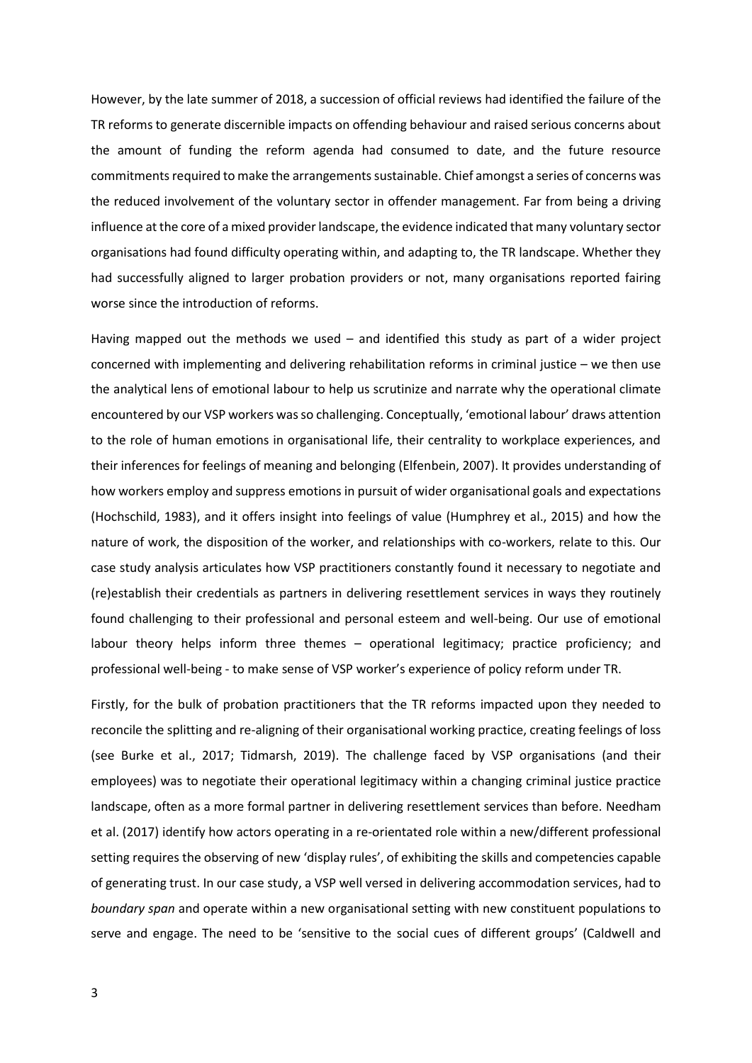However, by the late summer of 2018, a succession of official reviews had identified the failure of the TR reforms to generate discernible impacts on offending behaviour and raised serious concerns about the amount of funding the reform agenda had consumed to date, and the future resource commitments required to make the arrangements sustainable. Chief amongst a series of concerns was the reduced involvement of the voluntary sector in offender management. Far from being a driving influence at the core of a mixed provider landscape, the evidence indicated that many voluntary sector organisations had found difficulty operating within, and adapting to, the TR landscape. Whether they had successfully aligned to larger probation providers or not, many organisations reported fairing worse since the introduction of reforms.

Having mapped out the methods we used – and identified this study as part of a wider project concerned with implementing and delivering rehabilitation reforms in criminal justice – we then use the analytical lens of emotional labour to help us scrutinize and narrate why the operational climate encountered by our VSP workers was so challenging. Conceptually, 'emotional labour' draws attention to the role of human emotions in organisational life, their centrality to workplace experiences, and their inferences for feelings of meaning and belonging (Elfenbein, 2007). It provides understanding of how workers employ and suppress emotions in pursuit of wider organisational goals and expectations (Hochschild, 1983), and it offers insight into feelings of value (Humphrey et al., 2015) and how the nature of work, the disposition of the worker, and relationships with co-workers, relate to this. Our case study analysis articulates how VSP practitioners constantly found it necessary to negotiate and (re)establish their credentials as partners in delivering resettlement services in ways they routinely found challenging to their professional and personal esteem and well-being. Our use of emotional labour theory helps inform three themes – operational legitimacy; practice proficiency; and professional well-being - to make sense of VSP worker's experience of policy reform under TR.

Firstly, for the bulk of probation practitioners that the TR reforms impacted upon they needed to reconcile the splitting and re-aligning of their organisational working practice, creating feelings of loss (see Burke et al., 2017; Tidmarsh, 2019). The challenge faced by VSP organisations (and their employees) was to negotiate their operational legitimacy within a changing criminal justice practice landscape, often as a more formal partner in delivering resettlement services than before. Needham et al. (2017) identify how actors operating in a re-orientated role within a new/different professional setting requires the observing of new 'display rules', of exhibiting the skills and competencies capable of generating trust. In our case study, a VSP well versed in delivering accommodation services, had to *boundary span* and operate within a new organisational setting with new constituent populations to serve and engage. The need to be 'sensitive to the social cues of different groups' (Caldwell and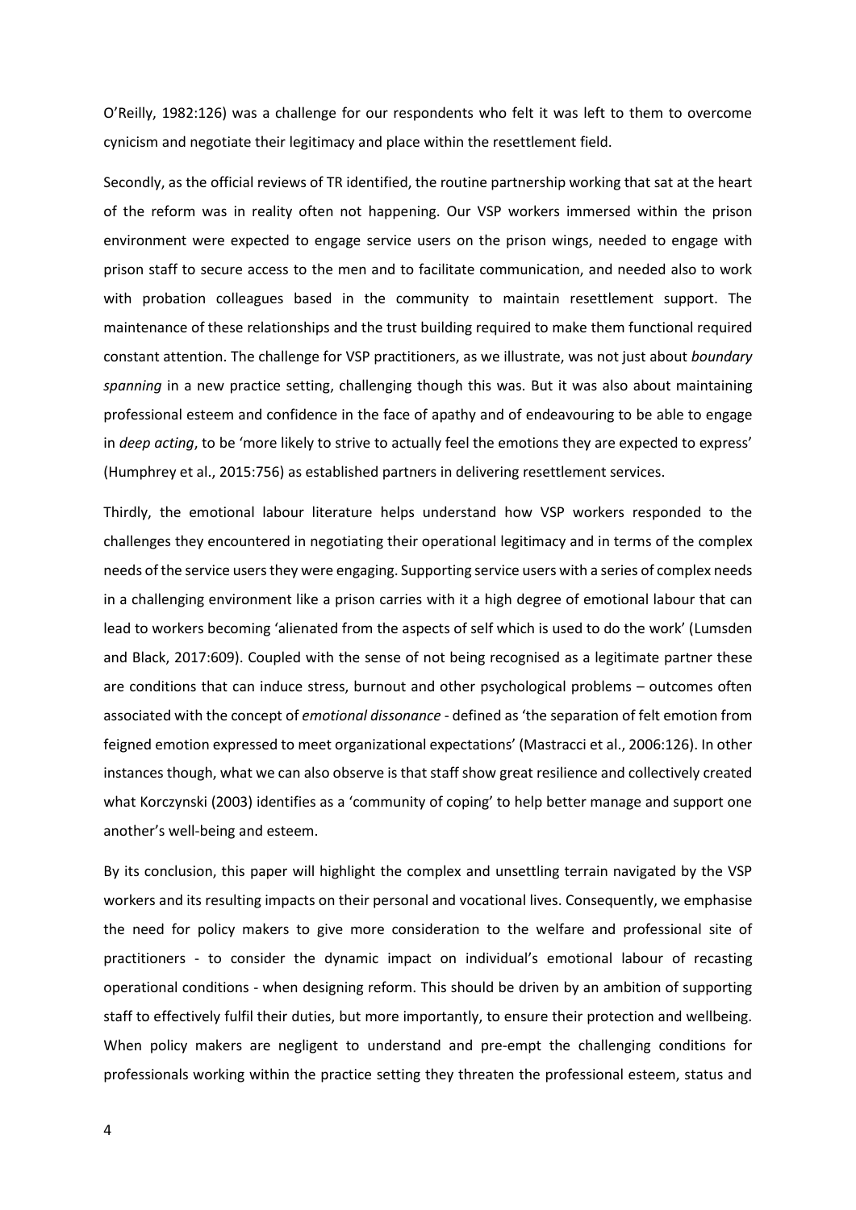O'Reilly, 1982:126) was a challenge for our respondents who felt it was left to them to overcome cynicism and negotiate their legitimacy and place within the resettlement field.

Secondly, as the official reviews of TR identified, the routine partnership working that sat at the heart of the reform was in reality often not happening. Our VSP workers immersed within the prison environment were expected to engage service users on the prison wings, needed to engage with prison staff to secure access to the men and to facilitate communication, and needed also to work with probation colleagues based in the community to maintain resettlement support. The maintenance of these relationships and the trust building required to make them functional required constant attention. The challenge for VSP practitioners, as we illustrate, was not just about *boundary spanning* in a new practice setting, challenging though this was. But it was also about maintaining professional esteem and confidence in the face of apathy and of endeavouring to be able to engage in *deep acting*, to be 'more likely to strive to actually feel the emotions they are expected to express' (Humphrey et al., 2015:756) as established partners in delivering resettlement services.

Thirdly, the emotional labour literature helps understand how VSP workers responded to the challenges they encountered in negotiating their operational legitimacy and in terms of the complex needs of the service users they were engaging. Supporting service users with a series of complex needs in a challenging environment like a prison carries with it a high degree of emotional labour that can lead to workers becoming 'alienated from the aspects of self which is used to do the work' (Lumsden and Black, 2017:609). Coupled with the sense of not being recognised as a legitimate partner these are conditions that can induce stress, burnout and other psychological problems – outcomes often associated with the concept of *emotional dissonance* - defined as 'the separation of felt emotion from feigned emotion expressed to meet organizational expectations' (Mastracci et al., 2006:126). In other instances though, what we can also observe is that staff show great resilience and collectively created what Korczynski (2003) identifies as a 'community of coping' to help better manage and support one another's well-being and esteem.

By its conclusion, this paper will highlight the complex and unsettling terrain navigated by the VSP workers and its resulting impacts on their personal and vocational lives. Consequently, we emphasise the need for policy makers to give more consideration to the welfare and professional site of practitioners - to consider the dynamic impact on individual's emotional labour of recasting operational conditions - when designing reform. This should be driven by an ambition of supporting staff to effectively fulfil their duties, but more importantly, to ensure their protection and wellbeing. When policy makers are negligent to understand and pre-empt the challenging conditions for professionals working within the practice setting they threaten the professional esteem, status and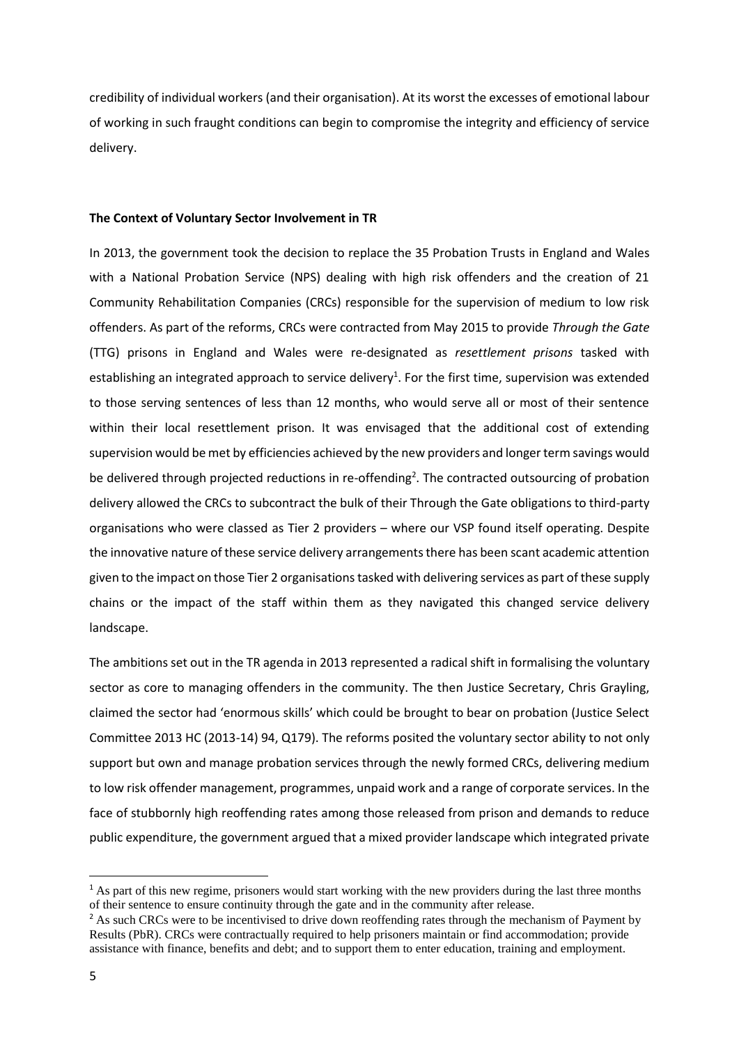credibility of individual workers (and their organisation). At its worst the excesses of emotional labour of working in such fraught conditions can begin to compromise the integrity and efficiency of service delivery.

**The Context of Voluntary Sector Involvement in TR**

In 2013, the government took the decision to replace the 35 Probation Trusts in England and Wales with a National Probation Service (NPS) dealing with high risk offenders and the creation of 21 Community Rehabilitation Companies (CRCs) responsible for the supervision of medium to low risk offenders. As part of the reforms, CRCs were contracted from May 2015 to provide *Through the Gate* (TTG) prisons in England and Wales were re-designated as *resettlement prisons* tasked with establishing an integrated approach to service delivery[1]. For the first time, supervision was extended to those serving sentences of less than 12 months, who would serve all or most of their sentence within their local resettlement prison. It was envisaged that the additional cost of extending supervision would be met by efficiencies achieved by the new providers and longer term savings would be delivered through projected reductions in re-offending[2]. The contracted outsourcing of probation delivery allowed the CRCs to subcontract the bulk of their Through the Gate obligations to third-party organisations who were classed as Tier 2 providers – where our VSP found itself operating. Despite the innovative nature of these service delivery arrangements there has been scant academic attention given to the impact on those Tier 2 organisations tasked with delivering services as part of these supply chains or the impact of the staff within them as they navigated this changed service delivery landscape.

The ambitions set out in the TR agenda in 2013 represented a radical shift in formalising the voluntary sector as core to managing offenders in the community. The then Justice Secretary, Chris Grayling, claimed the sector had 'enormous skills' which could be brought to bear on probation (Justice Select Committee 2013 HC (2013-14) 94, Q179). The reforms posited the voluntary sector ability to not only support but own and manage probation services through the newly formed CRCs, delivering medium to low risk offender management, programmes, unpaid work and a range of corporate services. In the face of stubbornly high reoffending rates among those released from prison and demands to reduce public expenditure, the government argued that a mixed provider landscape which integrated private

[1] As part of this new regime, prisoners would start working with the new providers during the last three months of their sentence to ensure continuity through the gate and in the community after release.

[2] As such CRCs were to be incentivised to drive down reoffending rates through the mechanism of Payment by Results (PbR). CRCs were contractually required to help prisoners maintain or find accommodation; provide assistance with finance, benefits and debt; and to support them to enter education, training and employment.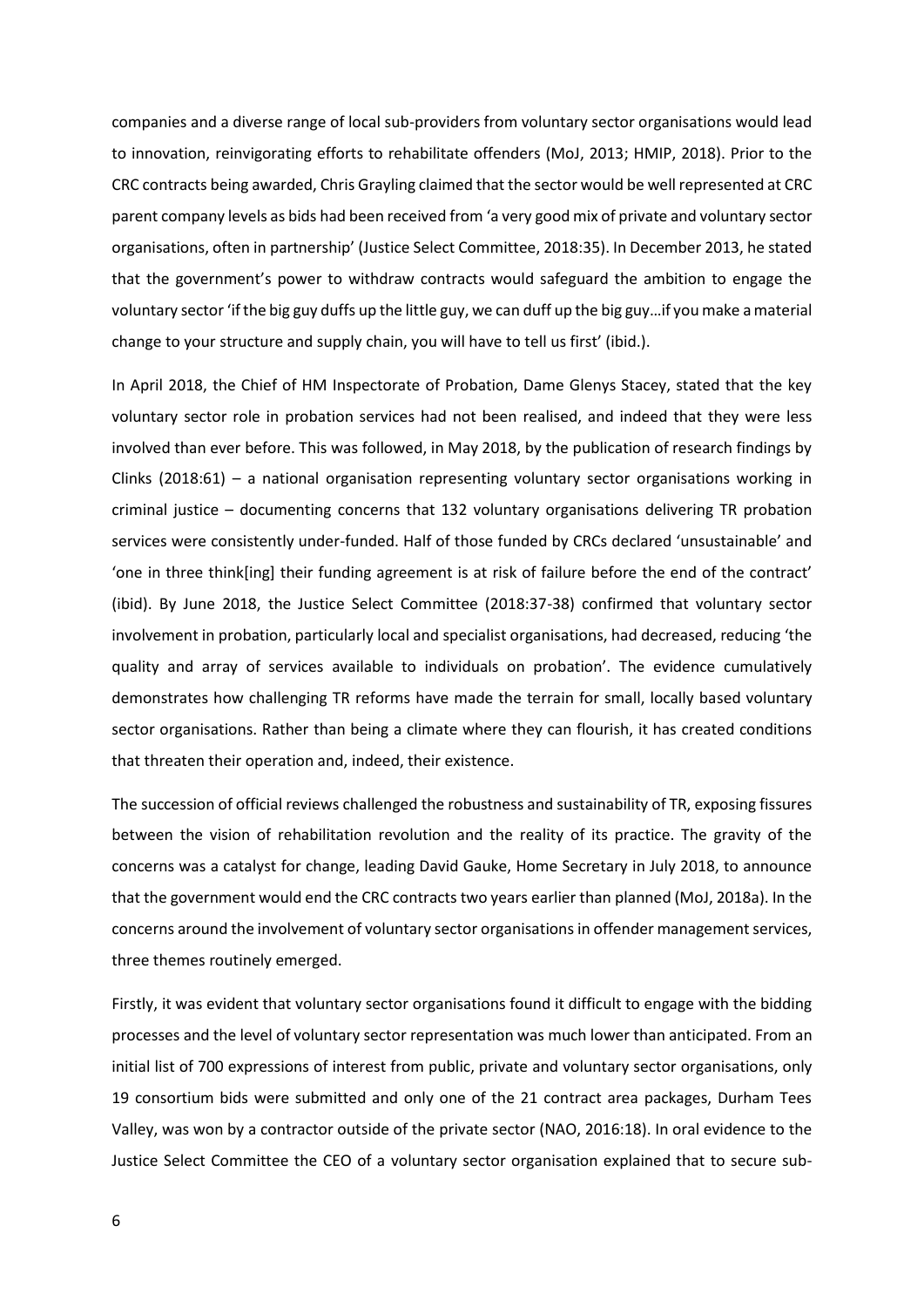companies and a diverse range of local sub-providers from voluntary sector organisations would lead to innovation, reinvigorating efforts to rehabilitate offenders (MoJ, 2013; HMIP, 2018). Prior to the CRC contracts being awarded, Chris Grayling claimed that the sector would be well represented at CRC parent company levels as bids had been received from 'a very good mix of private and voluntary sector organisations, often in partnership' (Justice Select Committee, 2018:35). In December 2013, he stated that the government's power to withdraw contracts would safeguard the ambition to engage the voluntary sector 'if the big guy duffs up the little guy, we can duff up the big guy…if you make a material change to your structure and supply chain, you will have to tell us first' (ibid.).

In April 2018, the Chief of HM Inspectorate of Probation, Dame Glenys Stacey, stated that the key voluntary sector role in probation services had not been realised, and indeed that they were less involved than ever before. This was followed, in May 2018, by the publication of research findings by Clinks (2018:61) – a national organisation representing voluntary sector organisations working in criminal justice – documenting concerns that 132 voluntary organisations delivering TR probation services were consistently under-funded. Half of those funded by CRCs declared 'unsustainable' and 'one in three think[ing] their funding agreement is at risk of failure before the end of the contract' (ibid). By June 2018, the Justice Select Committee (2018:37-38) confirmed that voluntary sector involvement in probation, particularly local and specialist organisations, had decreased, reducing 'the quality and array of services available to individuals on probation'. The evidence cumulatively demonstrates how challenging TR reforms have made the terrain for small, locally based voluntary sector organisations. Rather than being a climate where they can flourish, it has created conditions that threaten their operation and, indeed, their existence.

The succession of official reviews challenged the robustness and sustainability of TR, exposing fissures between the vision of rehabilitation revolution and the reality of its practice. The gravity of the concerns was a catalyst for change, leading David Gauke, Home Secretary in July 2018, to announce that the government would end the CRC contracts two years earlier than planned (MoJ, 2018a). In the concerns around the involvement of voluntary sector organisations in offender management services, three themes routinely emerged.

Firstly, it was evident that voluntary sector organisations found it difficult to engage with the bidding processes and the level of voluntary sector representation was much lower than anticipated. From an initial list of 700 expressions of interest from public, private and voluntary sector organisations, only 19 consortium bids were submitted and only one of the 21 contract area packages, Durham Tees Valley, was won by a contractor outside of the private sector (NAO, 2016:18). In oral evidence to the Justice Select Committee the CEO of a voluntary sector organisation explained that to secure sub-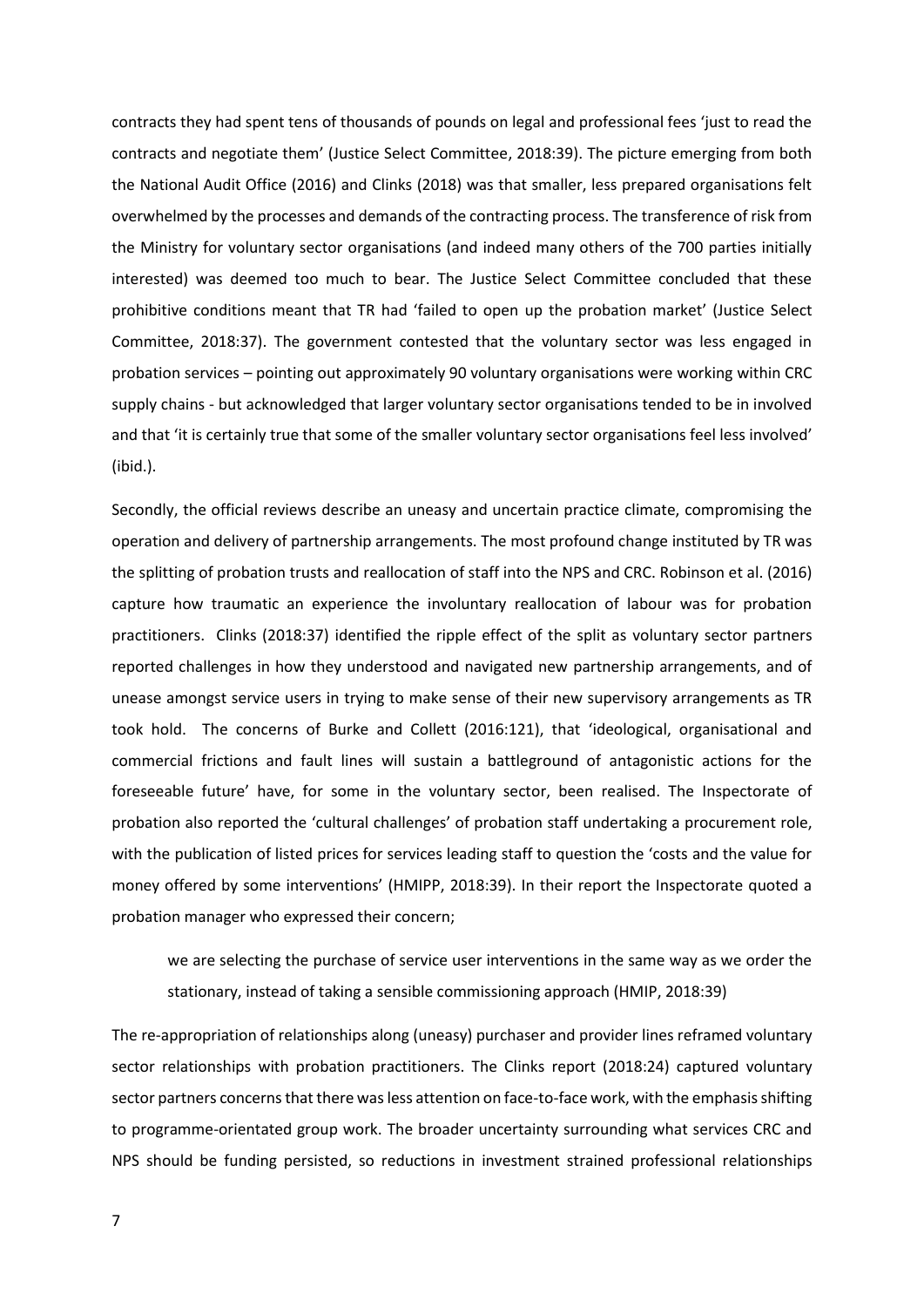contracts they had spent tens of thousands of pounds on legal and professional fees 'just to read the contracts and negotiate them' (Justice Select Committee, 2018:39). The picture emerging from both the National Audit Office (2016) and Clinks (2018) was that smaller, less prepared organisations felt overwhelmed by the processes and demands of the contracting process. The transference of risk from the Ministry for voluntary sector organisations (and indeed many others of the 700 parties initially interested) was deemed too much to bear. The Justice Select Committee concluded that these prohibitive conditions meant that TR had 'failed to open up the probation market' (Justice Select Committee, 2018:37). The government contested that the voluntary sector was less engaged in probation services – pointing out approximately 90 voluntary organisations were working within CRC supply chains - but acknowledged that larger voluntary sector organisations tended to be in involved and that 'it is certainly true that some of the smaller voluntary sector organisations feel less involved' (ibid.).

Secondly, the official reviews describe an uneasy and uncertain practice climate, compromising the operation and delivery of partnership arrangements. The most profound change instituted by TR was the splitting of probation trusts and reallocation of staff into the NPS and CRC. Robinson et al. (2016) capture how traumatic an experience the involuntary reallocation of labour was for probation practitioners. Clinks (2018:37) identified the ripple effect of the split as voluntary sector partners reported challenges in how they understood and navigated new partnership arrangements, and of unease amongst service users in trying to make sense of their new supervisory arrangements as TR took hold. The concerns of Burke and Collett (2016:121), that 'ideological, organisational and commercial frictions and fault lines will sustain a battleground of antagonistic actions for the foreseeable future' have, for some in the voluntary sector, been realised. The Inspectorate of probation also reported the 'cultural challenges' of probation staff undertaking a procurement role, with the publication of listed prices for services leading staff to question the 'costs and the value for money offered by some interventions' (HMIPP, 2018:39). In their report the Inspectorate quoted a probation manager who expressed their concern;

> we are selecting the purchase of service user interventions in the same way as we order the stationary, instead of taking a sensible commissioning approach (HMIP, 2018:39)

The re-appropriation of relationships along (uneasy) purchaser and provider lines reframed voluntary sector relationships with probation practitioners. The Clinks report (2018:24) captured voluntary sector partners concerns that there was less attention on face-to-face work, with the emphasis shifting to programme-orientated group work. The broader uncertainty surrounding what services CRC and NPS should be funding persisted, so reductions in investment strained professional relationships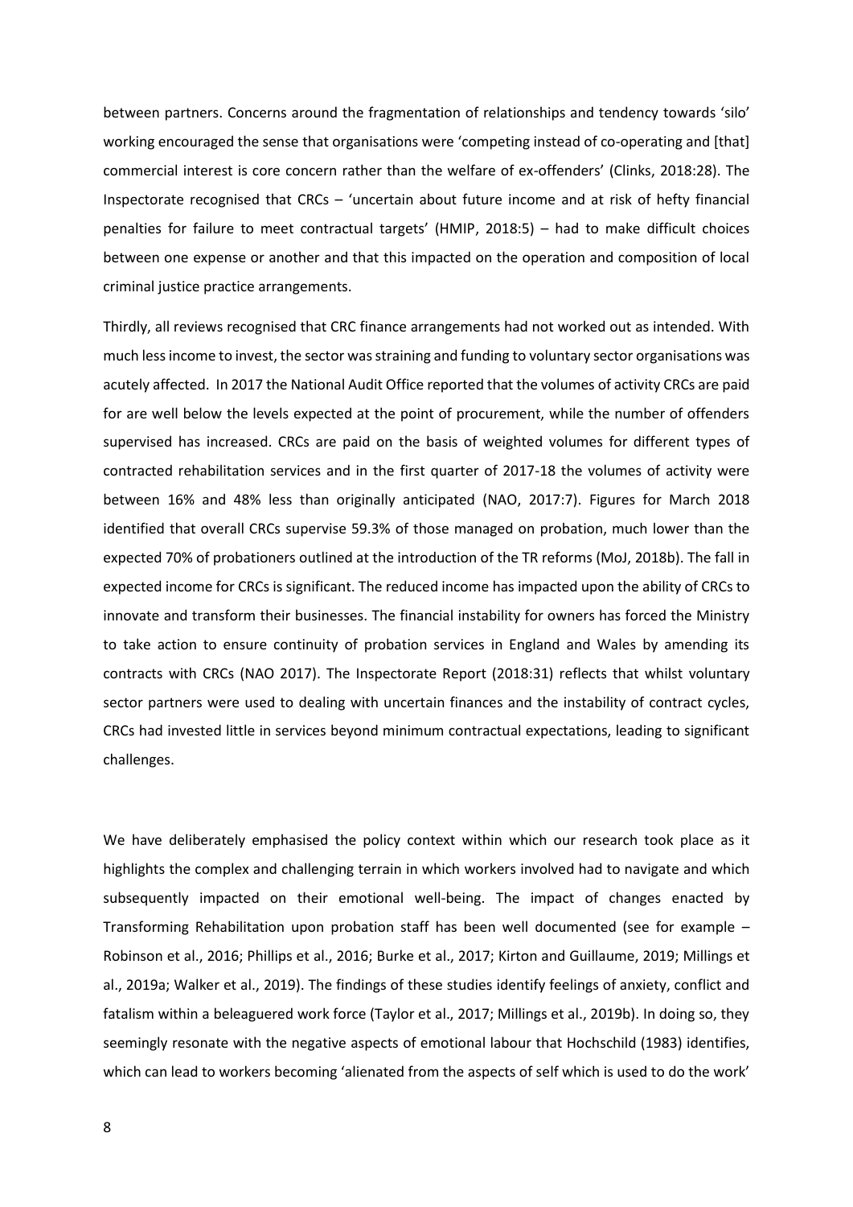between partners. Concerns around the fragmentation of relationships and tendency towards 'silo' working encouraged the sense that organisations were 'competing instead of co-operating and [that] commercial interest is core concern rather than the welfare of ex-offenders' (Clinks, 2018:28). The Inspectorate recognised that CRCs – 'uncertain about future income and at risk of hefty financial penalties for failure to meet contractual targets' (HMIP, 2018:5) – had to make difficult choices between one expense or another and that this impacted on the operation and composition of local criminal justice practice arrangements.

Thirdly, all reviews recognised that CRC finance arrangements had not worked out as intended. With much less income to invest, the sector was straining and funding to voluntary sector organisations was acutely affected. In 2017 the National Audit Office reported that the volumes of activity CRCs are paid for are well below the levels expected at the point of procurement, while the number of offenders supervised has increased. CRCs are paid on the basis of weighted volumes for different types of contracted rehabilitation services and in the first quarter of 2017-18 the volumes of activity were between 16% and 48% less than originally anticipated (NAO, 2017:7). Figures for March 2018 identified that overall CRCs supervise 59.3% of those managed on probation, much lower than the expected 70% of probationers outlined at the introduction of the TR reforms (MoJ, 2018b). The fall in expected income for CRCs is significant. The reduced income has impacted upon the ability of CRCs to innovate and transform their businesses. The financial instability for owners has forced the Ministry to take action to ensure continuity of probation services in England and Wales by amending its contracts with CRCs (NAO 2017). The Inspectorate Report (2018:31) reflects that whilst voluntary sector partners were used to dealing with uncertain finances and the instability of contract cycles, CRCs had invested little in services beyond minimum contractual expectations, leading to significant challenges.

We have deliberately emphasised the policy context within which our research took place as it highlights the complex and challenging terrain in which workers involved had to navigate and which subsequently impacted on their emotional well-being. The impact of changes enacted by Transforming Rehabilitation upon probation staff has been well documented (see for example – Robinson et al., 2016; Phillips et al., 2016; Burke et al., 2017; Kirton and Guillaume, 2019; Millings et al., 2019a; Walker et al., 2019). The findings of these studies identify feelings of anxiety, conflict and fatalism within a beleaguered work force (Taylor et al., 2017; Millings et al., 2019b). In doing so, they seemingly resonate with the negative aspects of emotional labour that Hochschild (1983) identifies, which can lead to workers becoming 'alienated from the aspects of self which is used to do the work'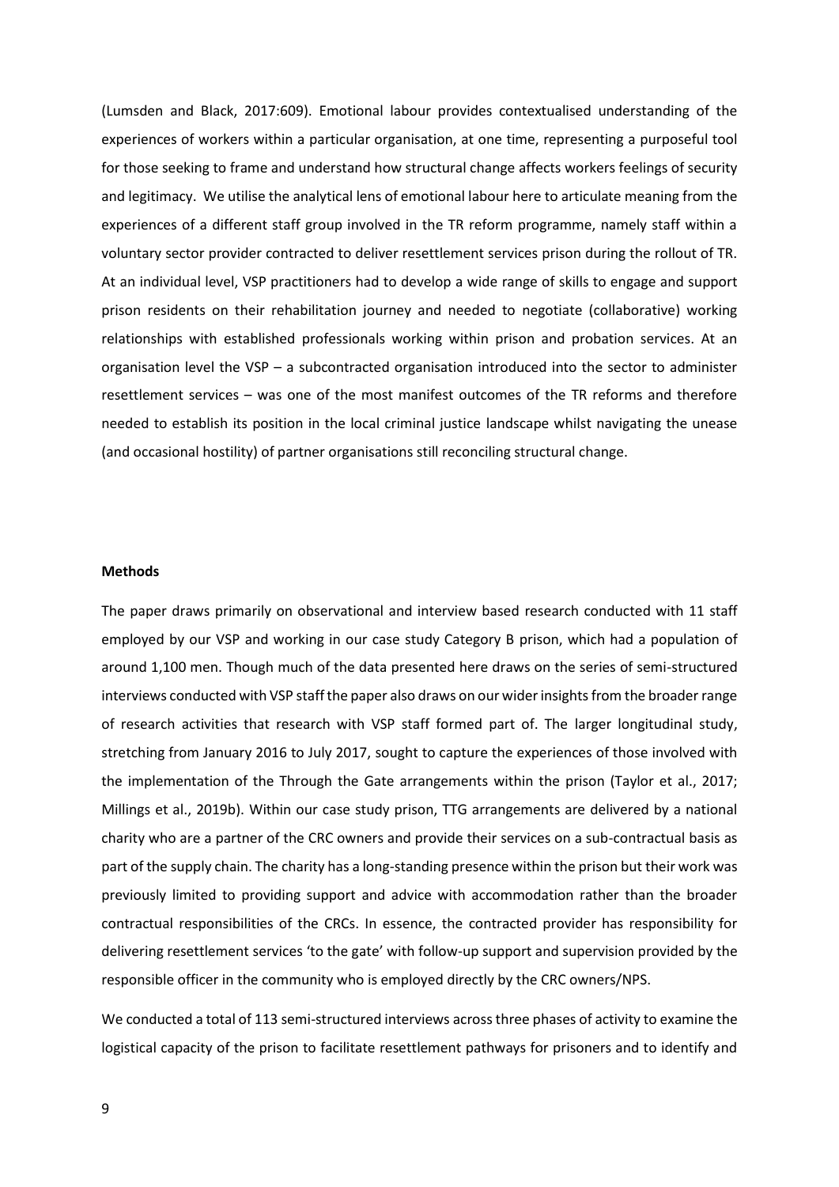(Lumsden and Black, 2017:609). Emotional labour provides contextualised understanding of the experiences of workers within a particular organisation, at one time, representing a purposeful tool for those seeking to frame and understand how structural change affects workers feelings of security and legitimacy. We utilise the analytical lens of emotional labour here to articulate meaning from the experiences of a different staff group involved in the TR reform programme, namely staff within a voluntary sector provider contracted to deliver resettlement services prison during the rollout of TR. At an individual level, VSP practitioners had to develop a wide range of skills to engage and support prison residents on their rehabilitation journey and needed to negotiate (collaborative) working relationships with established professionals working within prison and probation services. At an organisation level the VSP – a subcontracted organisation introduced into the sector to administer resettlement services – was one of the most manifest outcomes of the TR reforms and therefore needed to establish its position in the local criminal justice landscape whilst navigating the unease (and occasional hostility) of partner organisations still reconciling structural change.

**Methods**

The paper draws primarily on observational and interview based research conducted with 11 staff employed by our VSP and working in our case study Category B prison, which had a population of around 1,100 men. Though much of the data presented here draws on the series of semi-structured interviews conducted with VSP staff the paper also draws on our wider insights from the broader range of research activities that research with VSP staff formed part of. The larger longitudinal study, stretching from January 2016 to July 2017, sought to capture the experiences of those involved with the implementation of the Through the Gate arrangements within the prison (Taylor et al., 2017; Millings et al., 2019b). Within our case study prison, TTG arrangements are delivered by a national charity who are a partner of the CRC owners and provide their services on a sub-contractual basis as part of the supply chain. The charity has a long-standing presence within the prison but their work was previously limited to providing support and advice with accommodation rather than the broader contractual responsibilities of the CRCs. In essence, the contracted provider has responsibility for delivering resettlement services 'to the gate' with follow-up support and supervision provided by the responsible officer in the community who is employed directly by the CRC owners/NPS.

We conducted a total of 113 semi-structured interviews across three phases of activity to examine the logistical capacity of the prison to facilitate resettlement pathways for prisoners and to identify and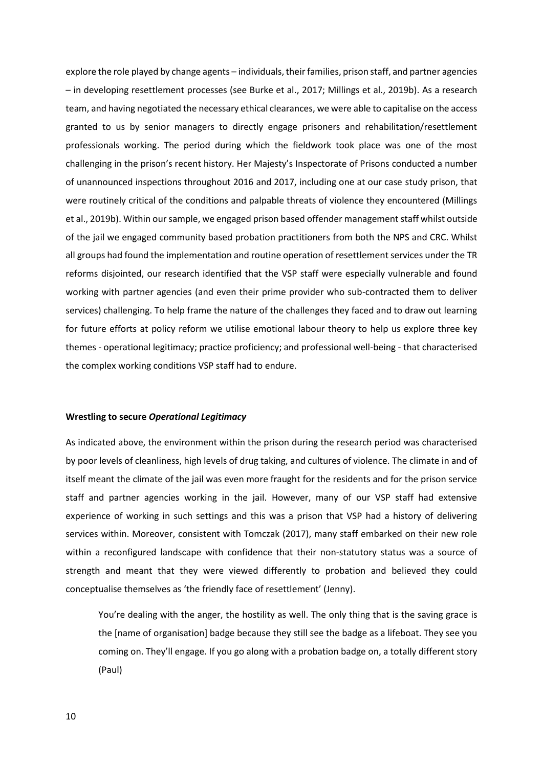explore the role played by change agents – individuals, their families, prison staff, and partner agencies – in developing resettlement processes (see Burke et al., 2017; Millings et al., 2019b). As a research team, and having negotiated the necessary ethical clearances, we were able to capitalise on the access granted to us by senior managers to directly engage prisoners and rehabilitation/resettlement professionals working. The period during which the fieldwork took place was one of the most challenging in the prison's recent history. Her Majesty's Inspectorate of Prisons conducted a number of unannounced inspections throughout 2016 and 2017, including one at our case study prison, that were routinely critical of the conditions and palpable threats of violence they encountered (Millings et al., 2019b). Within our sample, we engaged prison based offender management staff whilst outside of the jail we engaged community based probation practitioners from both the NPS and CRC. Whilst all groups had found the implementation and routine operation of resettlement services under the TR reforms disjointed, our research identified that the VSP staff were especially vulnerable and found working with partner agencies (and even their prime provider who sub-contracted them to deliver services) challenging. To help frame the nature of the challenges they faced and to draw out learning for future efforts at policy reform we utilise emotional labour theory to help us explore three key themes - operational legitimacy; practice proficiency; and professional well-being - that characterised the complex working conditions VSP staff had to endure.

**Wrestling to secure *Operational Legitimacy***

As indicated above, the environment within the prison during the research period was characterised by poor levels of cleanliness, high levels of drug taking, and cultures of violence. The climate in and of itself meant the climate of the jail was even more fraught for the residents and for the prison service staff and partner agencies working in the jail. However, many of our VSP staff had extensive experience of working in such settings and this was a prison that VSP had a history of delivering services within. Moreover, consistent with Tomczak (2017), many staff embarked on their new role within a reconfigured landscape with confidence that their non-statutory status was a source of strength and meant that they were viewed differently to probation and believed they could conceptualise themselves as 'the friendly face of resettlement' (Jenny).

> You're dealing with the anger, the hostility as well. The only thing that is the saving grace is the [name of organisation] badge because they still see the badge as a lifeboat. They see you coming on. They'll engage. If you go along with a probation badge on, a totally different story (Paul)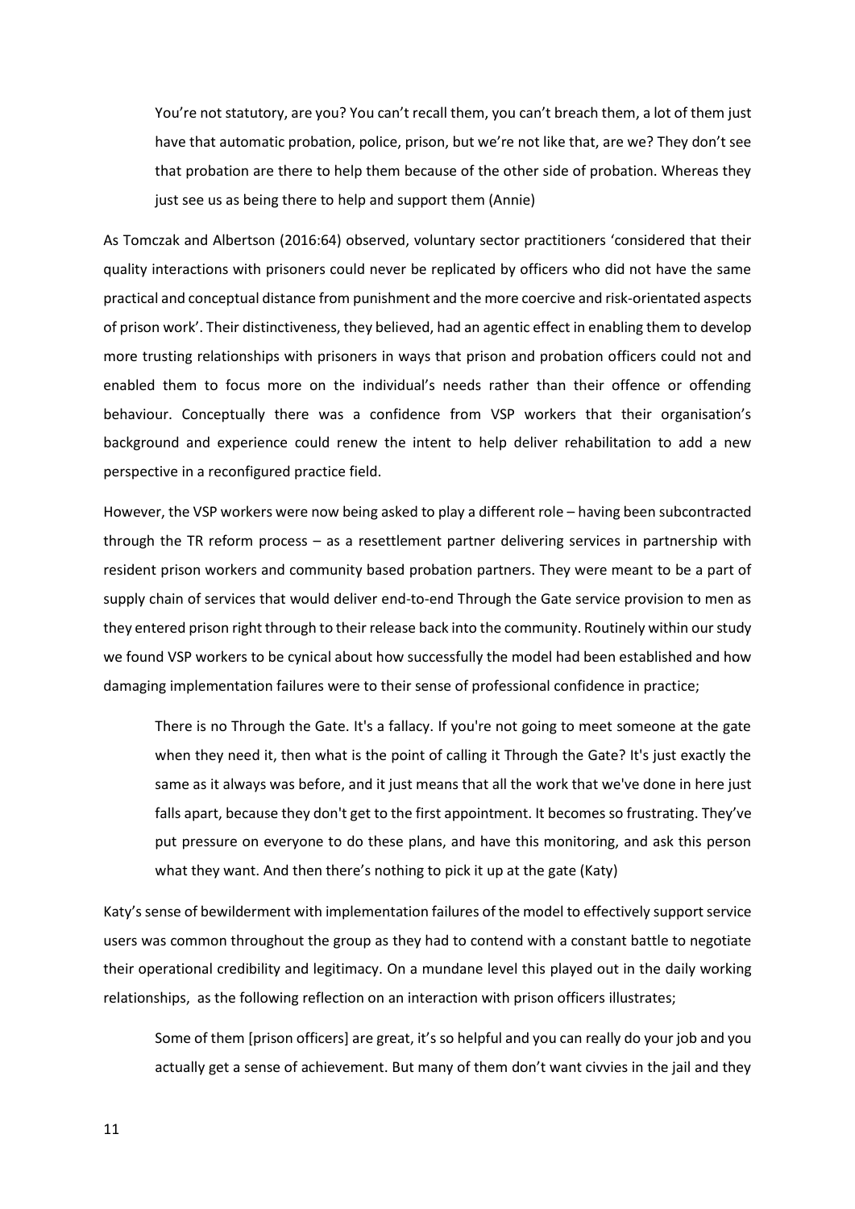> You're not statutory, are you? You can't recall them, you can't breach them, a lot of them just have that automatic probation, police, prison, but we're not like that, are we? They don't see that probation are there to help them because of the other side of probation. Whereas they just see us as being there to help and support them (Annie)

As Tomczak and Albertson (2016:64) observed, voluntary sector practitioners 'considered that their quality interactions with prisoners could never be replicated by officers who did not have the same practical and conceptual distance from punishment and the more coercive and risk-orientated aspects of prison work'. Their distinctiveness, they believed, had an agentic effect in enabling them to develop more trusting relationships with prisoners in ways that prison and probation officers could not and enabled them to focus more on the individual's needs rather than their offence or offending behaviour. Conceptually there was a confidence from VSP workers that their organisation's background and experience could renew the intent to help deliver rehabilitation to add a new perspective in a reconfigured practice field.

However, the VSP workers were now being asked to play a different role – having been subcontracted through the TR reform process – as a resettlement partner delivering services in partnership with resident prison workers and community based probation partners. They were meant to be a part of supply chain of services that would deliver end-to-end Through the Gate service provision to men as they entered prison right through to their release back into the community. Routinely within our study we found VSP workers to be cynical about how successfully the model had been established and how damaging implementation failures were to their sense of professional confidence in practice;

> There is no Through the Gate. It's a fallacy. If you're not going to meet someone at the gate when they need it, then what is the point of calling it Through the Gate? It's just exactly the same as it always was before, and it just means that all the work that we've done in here just falls apart, because they don't get to the first appointment. It becomes so frustrating. They've put pressure on everyone to do these plans, and have this monitoring, and ask this person what they want. And then there's nothing to pick it up at the gate (Katy)

Katy's sense of bewilderment with implementation failures of the model to effectively support service users was common throughout the group as they had to contend with a constant battle to negotiate their operational credibility and legitimacy. On a mundane level this played out in the daily working relationships, as the following reflection on an interaction with prison officers illustrates;

> Some of them [prison officers] are great, it's so helpful and you can really do your job and you actually get a sense of achievement. But many of them don't want civvies in the jail and they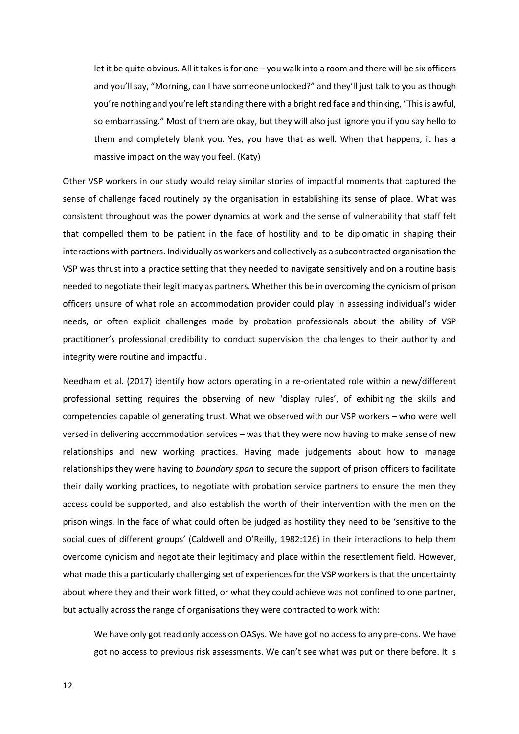> let it be quite obvious. All it takes is for one – you walk into a room and there will be six officers and you'll say, "Morning, can I have someone unlocked?" and they'll just talk to you as though you're nothing and you're left standing there with a bright red face and thinking, "This is awful, so embarrassing." Most of them are okay, but they will also just ignore you if you say hello to them and completely blank you. Yes, you have that as well. When that happens, it has a massive impact on the way you feel. (Katy)

Other VSP workers in our study would relay similar stories of impactful moments that captured the sense of challenge faced routinely by the organisation in establishing its sense of place. What was consistent throughout was the power dynamics at work and the sense of vulnerability that staff felt that compelled them to be patient in the face of hostility and to be diplomatic in shaping their interactions with partners. Individually as workers and collectively as a subcontracted organisation the VSP was thrust into a practice setting that they needed to navigate sensitively and on a routine basis needed to negotiate their legitimacy as partners. Whether this be in overcoming the cynicism of prison officers unsure of what role an accommodation provider could play in assessing individual's wider needs, or often explicit challenges made by probation professionals about the ability of VSP practitioner's professional credibility to conduct supervision the challenges to their authority and integrity were routine and impactful.

Needham et al. (2017) identify how actors operating in a re-orientated role within a new/different professional setting requires the observing of new 'display rules', of exhibiting the skills and competencies capable of generating trust. What we observed with our VSP workers – who were well versed in delivering accommodation services – was that they were now having to make sense of new relationships and new working practices. Having made judgements about how to manage relationships they were having to *boundary span* to secure the support of prison officers to facilitate their daily working practices, to negotiate with probation service partners to ensure the men they access could be supported, and also establish the worth of their intervention with the men on the prison wings. In the face of what could often be judged as hostility they need to be 'sensitive to the social cues of different groups' (Caldwell and O'Reilly, 1982:126) in their interactions to help them overcome cynicism and negotiate their legitimacy and place within the resettlement field. However, what made this a particularly challenging set of experiences for the VSP workers is that the uncertainty about where they and their work fitted, or what they could achieve was not confined to one partner, but actually across the range of organisations they were contracted to work with:

> We have only got read only access on OASys. We have got no access to any pre-cons. We have got no access to previous risk assessments. We can't see what was put on there before. It is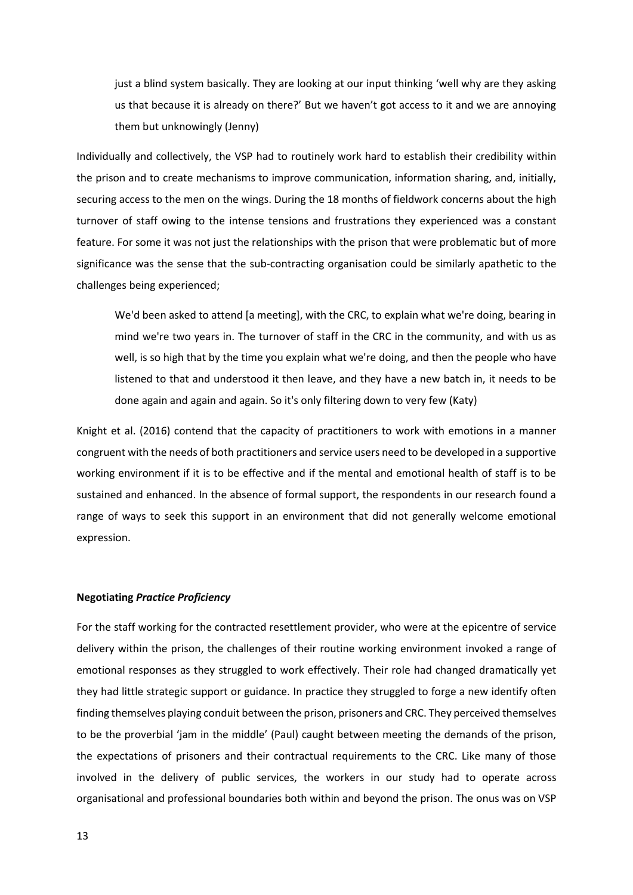> just a blind system basically. They are looking at our input thinking 'well why are they asking us that because it is already on there?' But we haven't got access to it and we are annoying them but unknowingly (Jenny)

Individually and collectively, the VSP had to routinely work hard to establish their credibility within the prison and to create mechanisms to improve communication, information sharing, and, initially, securing access to the men on the wings. During the 18 months of fieldwork concerns about the high turnover of staff owing to the intense tensions and frustrations they experienced was a constant feature. For some it was not just the relationships with the prison that were problematic but of more significance was the sense that the sub-contracting organisation could be similarly apathetic to the challenges being experienced;

> We'd been asked to attend [a meeting], with the CRC, to explain what we're doing, bearing in mind we're two years in. The turnover of staff in the CRC in the community, and with us as well, is so high that by the time you explain what we're doing, and then the people who have listened to that and understood it then leave, and they have a new batch in, it needs to be done again and again and again. So it's only filtering down to very few (Katy)

Knight et al. (2016) contend that the capacity of practitioners to work with emotions in a manner congruent with the needs of both practitioners and service users need to be developed in a supportive working environment if it is to be effective and if the mental and emotional health of staff is to be sustained and enhanced. In the absence of formal support, the respondents in our research found a range of ways to seek this support in an environment that did not generally welcome emotional expression.

**Negotiating *Practice Proficiency***

For the staff working for the contracted resettlement provider, who were at the epicentre of service delivery within the prison, the challenges of their routine working environment invoked a range of emotional responses as they struggled to work effectively. Their role had changed dramatically yet they had little strategic support or guidance. In practice they struggled to forge a new identify often finding themselves playing conduit between the prison, prisoners and CRC. They perceived themselves to be the proverbial 'jam in the middle' (Paul) caught between meeting the demands of the prison, the expectations of prisoners and their contractual requirements to the CRC. Like many of those involved in the delivery of public services, the workers in our study had to operate across organisational and professional boundaries both within and beyond the prison. The onus was on VSP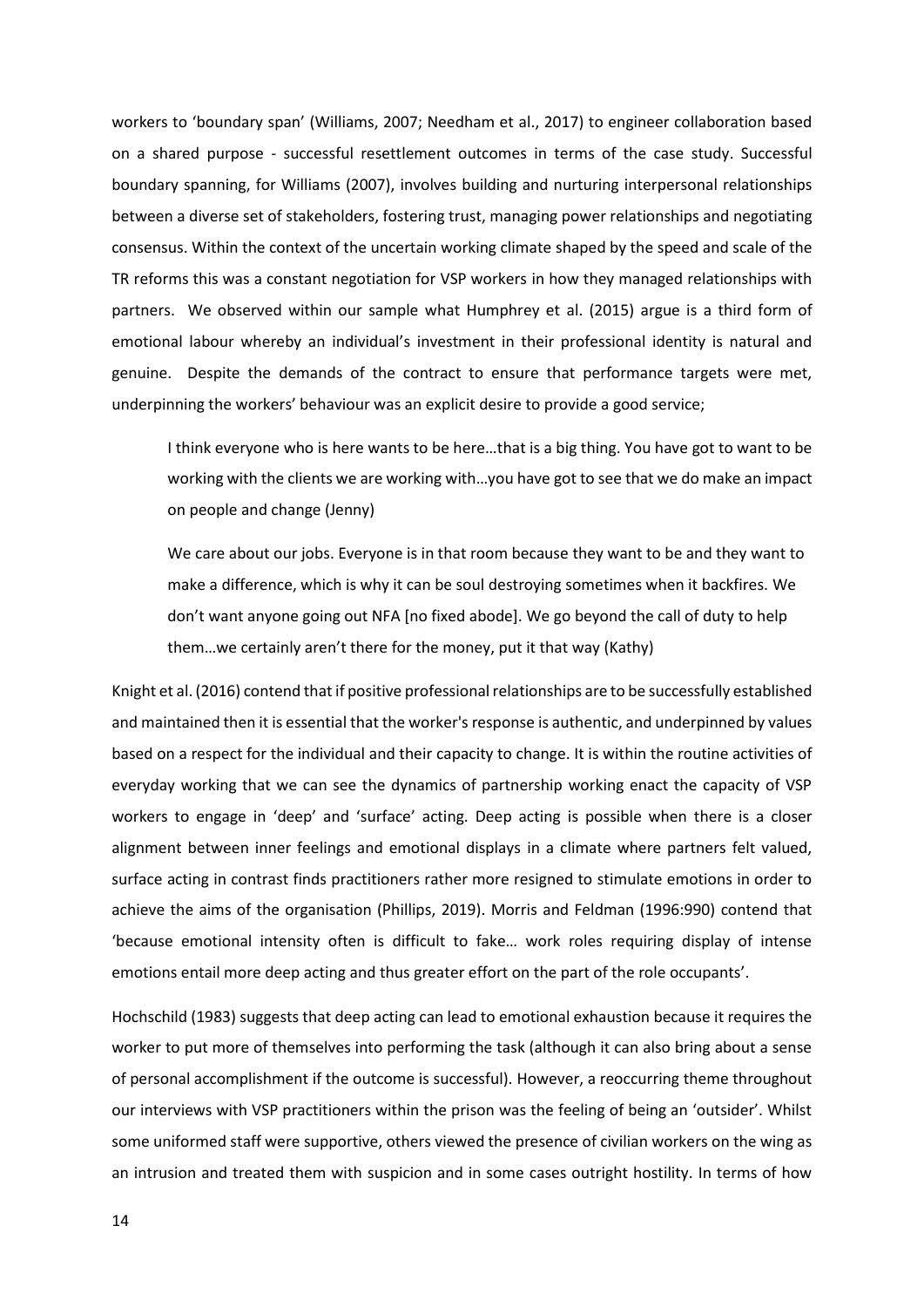workers to 'boundary span' (Williams, 2007; Needham et al., 2017) to engineer collaboration based on a shared purpose - successful resettlement outcomes in terms of the case study. Successful boundary spanning, for Williams (2007), involves building and nurturing interpersonal relationships between a diverse set of stakeholders, fostering trust, managing power relationships and negotiating consensus. Within the context of the uncertain working climate shaped by the speed and scale of the TR reforms this was a constant negotiation for VSP workers in how they managed relationships with partners. We observed within our sample what Humphrey et al. (2015) argue is a third form of emotional labour whereby an individual's investment in their professional identity is natural and genuine. Despite the demands of the contract to ensure that performance targets were met, underpinning the workers' behaviour was an explicit desire to provide a good service;

> I think everyone who is here wants to be here…that is a big thing. You have got to want to be working with the clients we are working with…you have got to see that we do make an impact on people and change (Jenny)

> We care about our jobs. Everyone is in that room because they want to be and they want to make a difference, which is why it can be soul destroying sometimes when it backfires. We don't want anyone going out NFA [no fixed abode]. We go beyond the call of duty to help them…we certainly aren't there for the money, put it that way (Kathy)

Knight et al. (2016) contend that if positive professional relationships are to be successfully established and maintained then it is essential that the worker's response is authentic, and underpinned by values based on a respect for the individual and their capacity to change. It is within the routine activities of everyday working that we can see the dynamics of partnership working enact the capacity of VSP workers to engage in 'deep' and 'surface' acting. Deep acting is possible when there is a closer alignment between inner feelings and emotional displays in a climate where partners felt valued, surface acting in contrast finds practitioners rather more resigned to stimulate emotions in order to achieve the aims of the organisation (Phillips, 2019). Morris and Feldman (1996:990) contend that 'because emotional intensity often is difficult to fake… work roles requiring display of intense emotions entail more deep acting and thus greater effort on the part of the role occupants'.

Hochschild (1983) suggests that deep acting can lead to emotional exhaustion because it requires the worker to put more of themselves into performing the task (although it can also bring about a sense of personal accomplishment if the outcome is successful). However, a reoccurring theme throughout our interviews with VSP practitioners within the prison was the feeling of being an 'outsider'. Whilst some uniformed staff were supportive, others viewed the presence of civilian workers on the wing as an intrusion and treated them with suspicion and in some cases outright hostility. In terms of how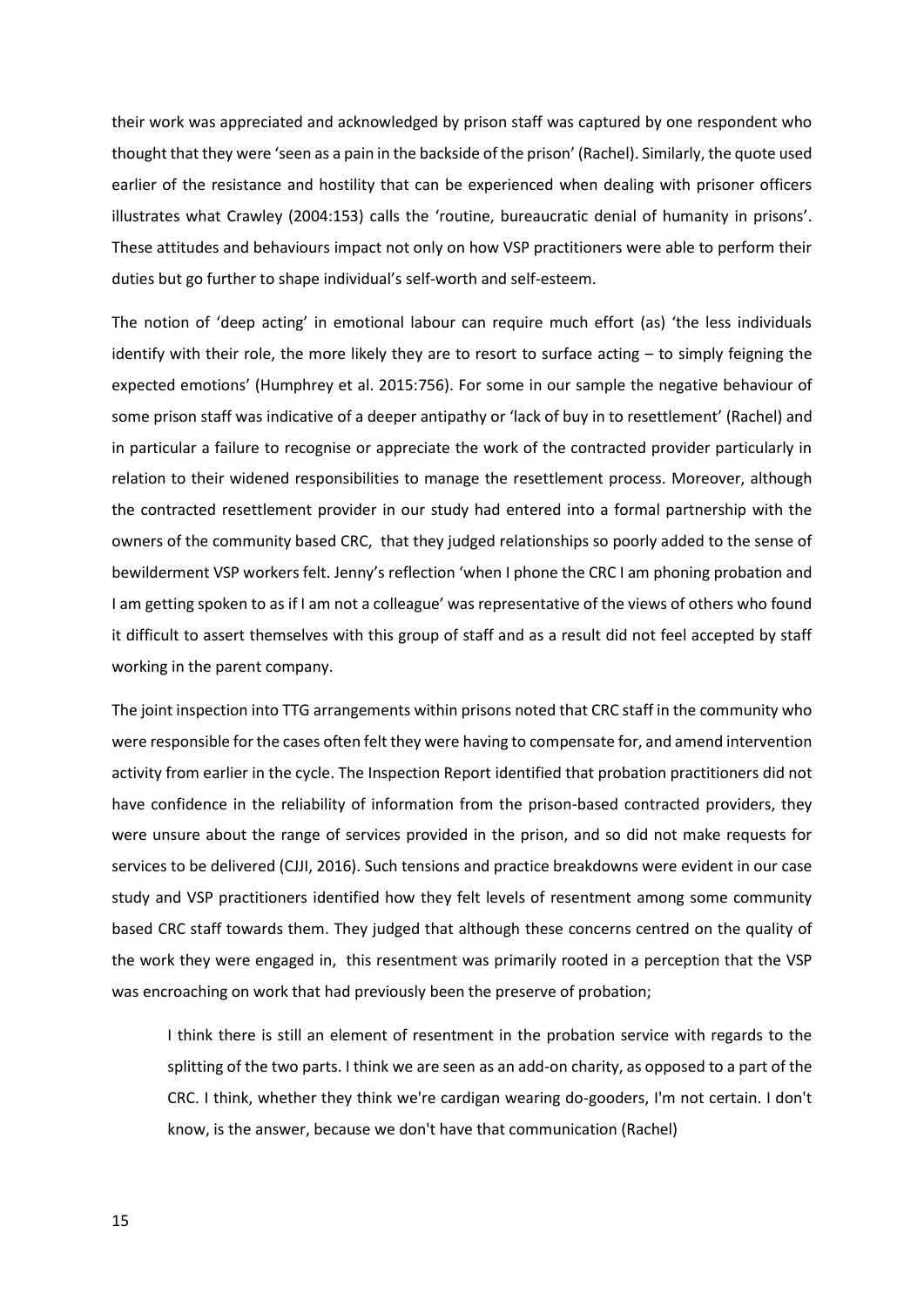their work was appreciated and acknowledged by prison staff was captured by one respondent who thought that they were 'seen as a pain in the backside of the prison' (Rachel). Similarly, the quote used earlier of the resistance and hostility that can be experienced when dealing with prisoner officers illustrates what Crawley (2004:153) calls the 'routine, bureaucratic denial of humanity in prisons'. These attitudes and behaviours impact not only on how VSP practitioners were able to perform their duties but go further to shape individual's self-worth and self-esteem.

The notion of 'deep acting' in emotional labour can require much effort (as) 'the less individuals identify with their role, the more likely they are to resort to surface acting – to simply feigning the expected emotions' (Humphrey et al. 2015:756). For some in our sample the negative behaviour of some prison staff was indicative of a deeper antipathy or 'lack of buy in to resettlement' (Rachel) and in particular a failure to recognise or appreciate the work of the contracted provider particularly in relation to their widened responsibilities to manage the resettlement process. Moreover, although the contracted resettlement provider in our study had entered into a formal partnership with the owners of the community based CRC, that they judged relationships so poorly added to the sense of bewilderment VSP workers felt. Jenny's reflection 'when I phone the CRC I am phoning probation and I am getting spoken to as if I am not a colleague' was representative of the views of others who found it difficult to assert themselves with this group of staff and as a result did not feel accepted by staff working in the parent company.

The joint inspection into TTG arrangements within prisons noted that CRC staff in the community who were responsible for the cases often felt they were having to compensate for, and amend intervention activity from earlier in the cycle. The Inspection Report identified that probation practitioners did not have confidence in the reliability of information from the prison-based contracted providers, they were unsure about the range of services provided in the prison, and so did not make requests for services to be delivered (CJJI, 2016). Such tensions and practice breakdowns were evident in our case study and VSP practitioners identified how they felt levels of resentment among some community based CRC staff towards them. They judged that although these concerns centred on the quality of the work they were engaged in, this resentment was primarily rooted in a perception that the VSP was encroaching on work that had previously been the preserve of probation;

> I think there is still an element of resentment in the probation service with regards to the splitting of the two parts. I think we are seen as an add-on charity, as opposed to a part of the CRC. I think, whether they think we're cardigan wearing do-gooders, I'm not certain. I don't know, is the answer, because we don't have that communication (Rachel)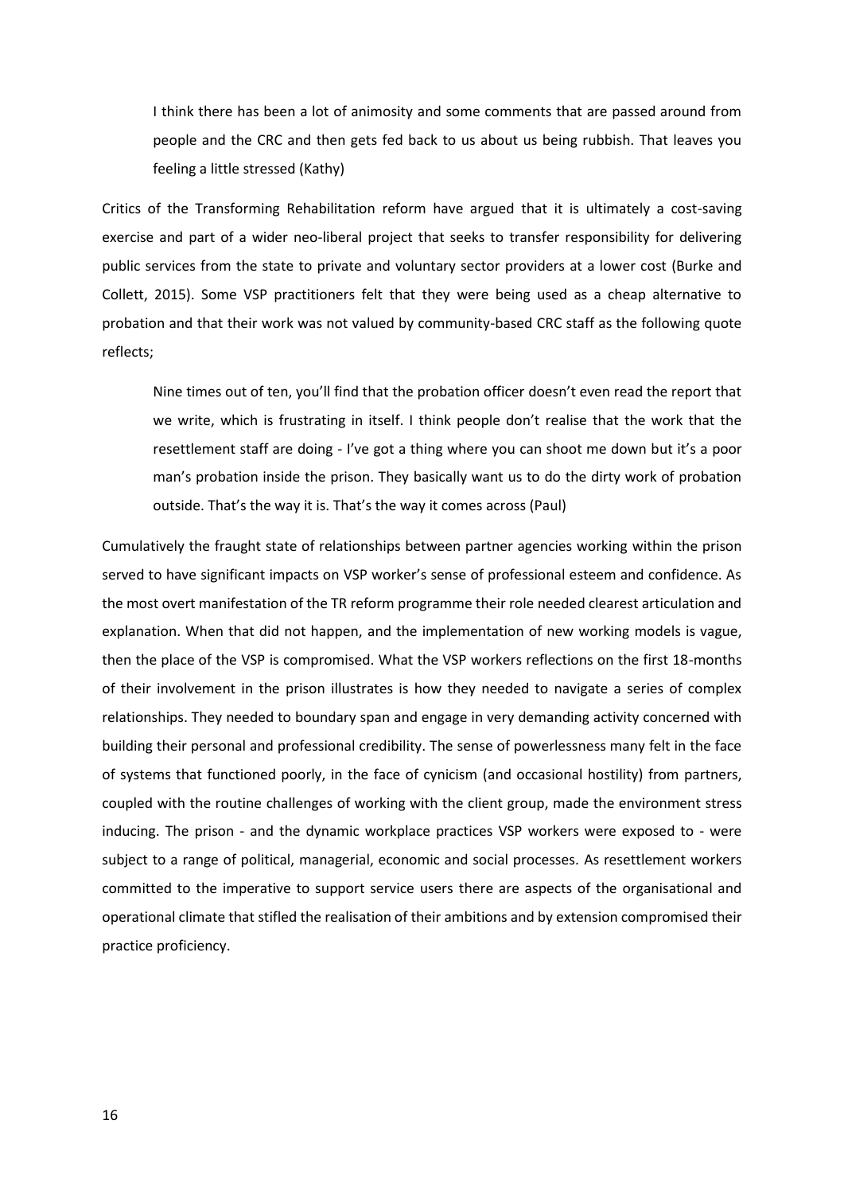> I think there has been a lot of animosity and some comments that are passed around from people and the CRC and then gets fed back to us about us being rubbish. That leaves you feeling a little stressed (Kathy)

Critics of the Transforming Rehabilitation reform have argued that it is ultimately a cost-saving exercise and part of a wider neo-liberal project that seeks to transfer responsibility for delivering public services from the state to private and voluntary sector providers at a lower cost (Burke and Collett, 2015). Some VSP practitioners felt that they were being used as a cheap alternative to probation and that their work was not valued by community-based CRC staff as the following quote reflects;

> Nine times out of ten, you'll find that the probation officer doesn't even read the report that we write, which is frustrating in itself. I think people don't realise that the work that the resettlement staff are doing - I've got a thing where you can shoot me down but it's a poor man's probation inside the prison. They basically want us to do the dirty work of probation outside. That's the way it is. That's the way it comes across (Paul)

Cumulatively the fraught state of relationships between partner agencies working within the prison served to have significant impacts on VSP worker's sense of professional esteem and confidence. As the most overt manifestation of the TR reform programme their role needed clearest articulation and explanation. When that did not happen, and the implementation of new working models is vague, then the place of the VSP is compromised. What the VSP workers reflections on the first 18-months of their involvement in the prison illustrates is how they needed to navigate a series of complex relationships. They needed to boundary span and engage in very demanding activity concerned with building their personal and professional credibility. The sense of powerlessness many felt in the face of systems that functioned poorly, in the face of cynicism (and occasional hostility) from partners, coupled with the routine challenges of working with the client group, made the environment stress inducing. The prison - and the dynamic workplace practices VSP workers were exposed to - were subject to a range of political, managerial, economic and social processes. As resettlement workers committed to the imperative to support service users there are aspects of the organisational and operational climate that stifled the realisation of their ambitions and by extension compromised their practice proficiency.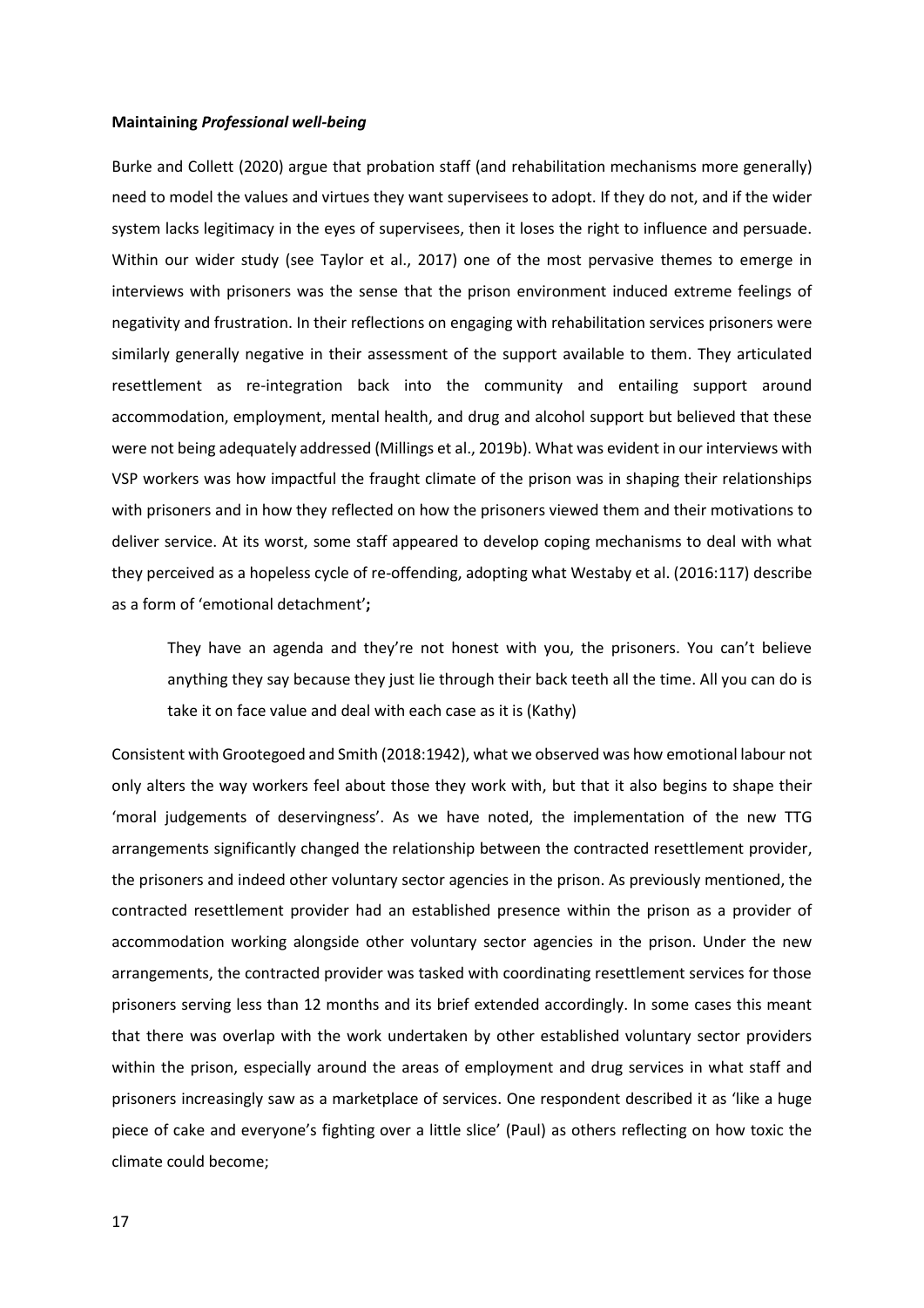**Maintaining *Professional well-being***

Burke and Collett (2020) argue that probation staff (and rehabilitation mechanisms more generally) need to model the values and virtues they want supervisees to adopt. If they do not, and if the wider system lacks legitimacy in the eyes of supervisees, then it loses the right to influence and persuade. Within our wider study (see Taylor et al., 2017) one of the most pervasive themes to emerge in interviews with prisoners was the sense that the prison environment induced extreme feelings of negativity and frustration. In their reflections on engaging with rehabilitation services prisoners were similarly generally negative in their assessment of the support available to them. They articulated resettlement as re-integration back into the community and entailing support around accommodation, employment, mental health, and drug and alcohol support but believed that these were not being adequately addressed (Millings et al., 2019b). What was evident in our interviews with VSP workers was how impactful the fraught climate of the prison was in shaping their relationships with prisoners and in how they reflected on how the prisoners viewed them and their motivations to deliver service. At its worst, some staff appeared to develop coping mechanisms to deal with what they perceived as a hopeless cycle of re-offending, adopting what Westaby et al. (2016:117) describe as a form of 'emotional detachment'**;**

> They have an agenda and they're not honest with you, the prisoners. You can't believe anything they say because they just lie through their back teeth all the time. All you can do is take it on face value and deal with each case as it is (Kathy)

Consistent with Grootegoed and Smith (2018:1942), what we observed was how emotional labour not only alters the way workers feel about those they work with, but that it also begins to shape their 'moral judgements of deservingness'. As we have noted, the implementation of the new TTG arrangements significantly changed the relationship between the contracted resettlement provider, the prisoners and indeed other voluntary sector agencies in the prison. As previously mentioned, the contracted resettlement provider had an established presence within the prison as a provider of accommodation working alongside other voluntary sector agencies in the prison. Under the new arrangements, the contracted provider was tasked with coordinating resettlement services for those prisoners serving less than 12 months and its brief extended accordingly. In some cases this meant that there was overlap with the work undertaken by other established voluntary sector providers within the prison, especially around the areas of employment and drug services in what staff and prisoners increasingly saw as a marketplace of services. One respondent described it as 'like a huge piece of cake and everyone's fighting over a little slice' (Paul) as others reflecting on how toxic the climate could become;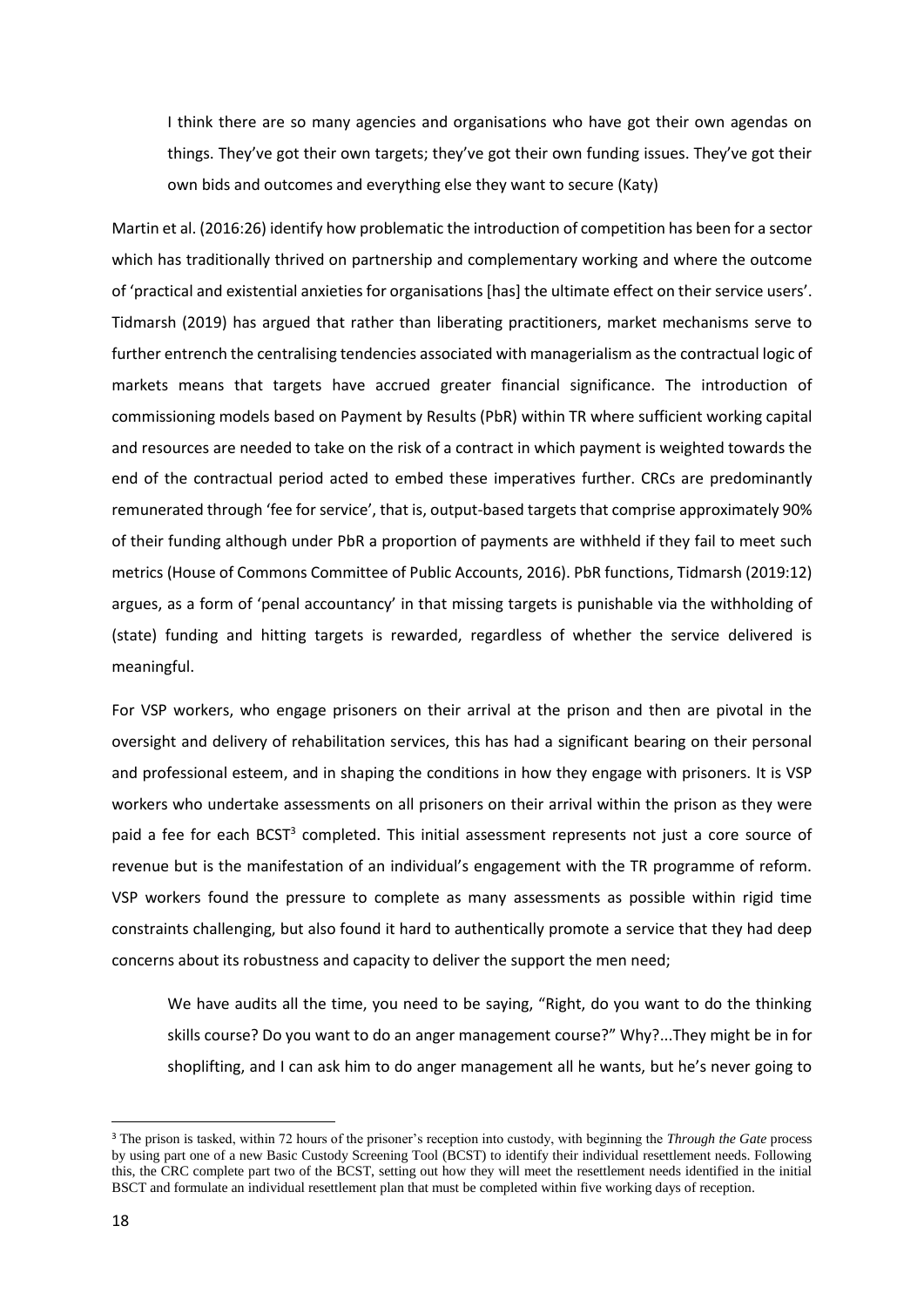> I think there are so many agencies and organisations who have got their own agendas on things. They've got their own targets; they've got their own funding issues. They've got their own bids and outcomes and everything else they want to secure (Katy)

Martin et al. (2016:26) identify how problematic the introduction of competition has been for a sector which has traditionally thrived on partnership and complementary working and where the outcome of 'practical and existential anxieties for organisations [has] the ultimate effect on their service users'. Tidmarsh (2019) has argued that rather than liberating practitioners, market mechanisms serve to further entrench the centralising tendencies associated with managerialism as the contractual logic of markets means that targets have accrued greater financial significance. The introduction of commissioning models based on Payment by Results (PbR) within TR where sufficient working capital and resources are needed to take on the risk of a contract in which payment is weighted towards the end of the contractual period acted to embed these imperatives further. CRCs are predominantly remunerated through 'fee for service', that is, output-based targets that comprise approximately 90% of their funding although under PbR a proportion of payments are withheld if they fail to meet such metrics (House of Commons Committee of Public Accounts, 2016). PbR functions, Tidmarsh (2019:12) argues, as a form of 'penal accountancy' in that missing targets is punishable via the withholding of (state) funding and hitting targets is rewarded, regardless of whether the service delivered is meaningful.

For VSP workers, who engage prisoners on their arrival at the prison and then are pivotal in the oversight and delivery of rehabilitation services, this has had a significant bearing on their personal and professional esteem, and in shaping the conditions in how they engage with prisoners. It is VSP workers who undertake assessments on all prisoners on their arrival within the prison as they were paid a fee for each BCST[3] completed. This initial assessment represents not just a core source of revenue but is the manifestation of an individual's engagement with the TR programme of reform. VSP workers found the pressure to complete as many assessments as possible within rigid time constraints challenging, but also found it hard to authentically promote a service that they had deep concerns about its robustness and capacity to deliver the support the men need;

> We have audits all the time, you need to be saying, "Right, do you want to do the thinking skills course? Do you want to do an anger management course?" Why?...They might be in for shoplifting, and I can ask him to do anger management all he wants, but he's never going to

[3] The prison is tasked, within 72 hours of the prisoner's reception into custody, with beginning the *Through the Gate* process by using part one of a new Basic Custody Screening Tool (BCST) to identify their individual resettlement needs. Following this, the CRC complete part two of the BCST, setting out how they will meet the resettlement needs identified in the initial BSCT and formulate an individual resettlement plan that must be completed within five working days of reception.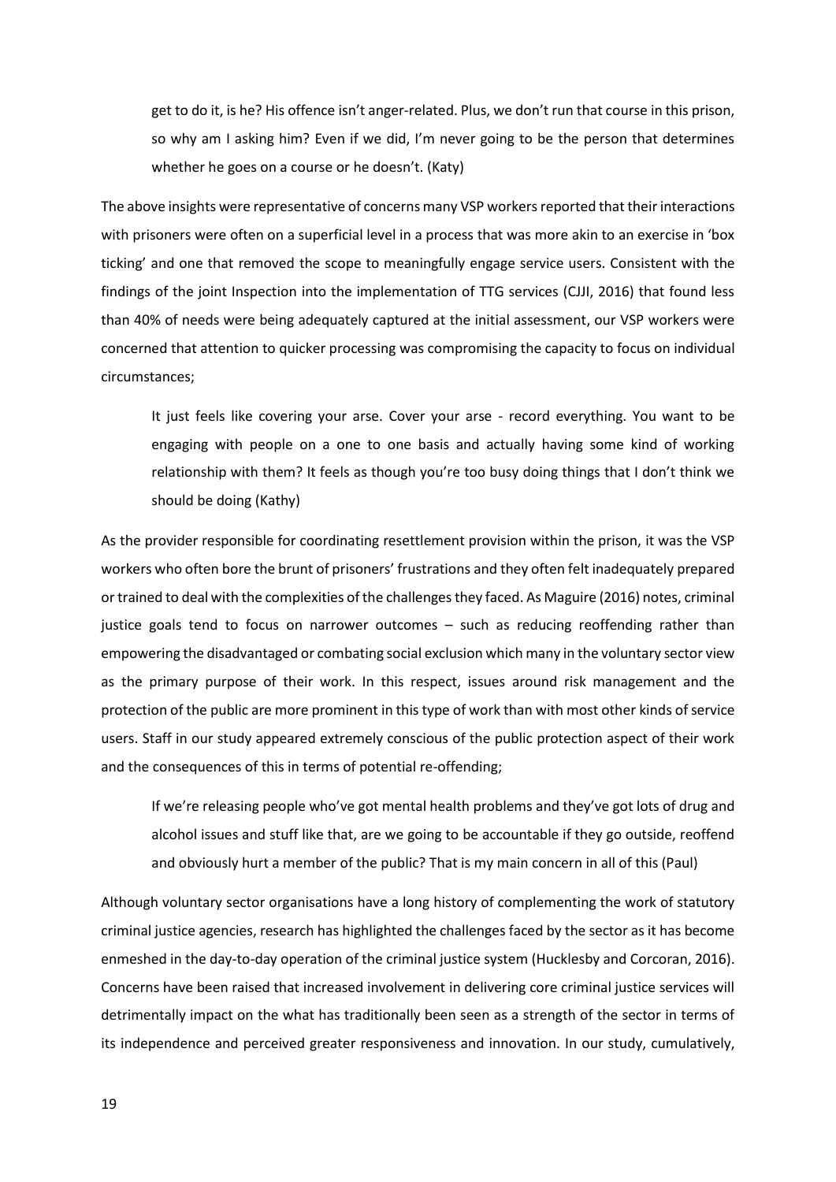> get to do it, is he? His offence isn't anger-related. Plus, we don't run that course in this prison, so why am I asking him? Even if we did, I'm never going to be the person that determines whether he goes on a course or he doesn't. (Katy)

The above insights were representative of concerns many VSP workers reported that their interactions with prisoners were often on a superficial level in a process that was more akin to an exercise in 'box ticking' and one that removed the scope to meaningfully engage service users. Consistent with the findings of the joint Inspection into the implementation of TTG services (CJJI, 2016) that found less than 40% of needs were being adequately captured at the initial assessment, our VSP workers were concerned that attention to quicker processing was compromising the capacity to focus on individual circumstances;

> It just feels like covering your arse. Cover your arse - record everything. You want to be engaging with people on a one to one basis and actually having some kind of working relationship with them? It feels as though you're too busy doing things that I don't think we should be doing (Kathy)

As the provider responsible for coordinating resettlement provision within the prison, it was the VSP workers who often bore the brunt of prisoners' frustrations and they often felt inadequately prepared or trained to deal with the complexities of the challenges they faced. As Maguire (2016) notes, criminal justice goals tend to focus on narrower outcomes – such as reducing reoffending rather than empowering the disadvantaged or combating social exclusion which many in the voluntary sector view as the primary purpose of their work. In this respect, issues around risk management and the protection of the public are more prominent in this type of work than with most other kinds of service users. Staff in our study appeared extremely conscious of the public protection aspect of their work and the consequences of this in terms of potential re-offending;

> If we're releasing people who've got mental health problems and they've got lots of drug and alcohol issues and stuff like that, are we going to be accountable if they go outside, reoffend and obviously hurt a member of the public? That is my main concern in all of this (Paul)

Although voluntary sector organisations have a long history of complementing the work of statutory criminal justice agencies, research has highlighted the challenges faced by the sector as it has become enmeshed in the day-to-day operation of the criminal justice system (Hucklesby and Corcoran, 2016). Concerns have been raised that increased involvement in delivering core criminal justice services will detrimentally impact on the what has traditionally been seen as a strength of the sector in terms of its independence and perceived greater responsiveness and innovation. In our study, cumulatively,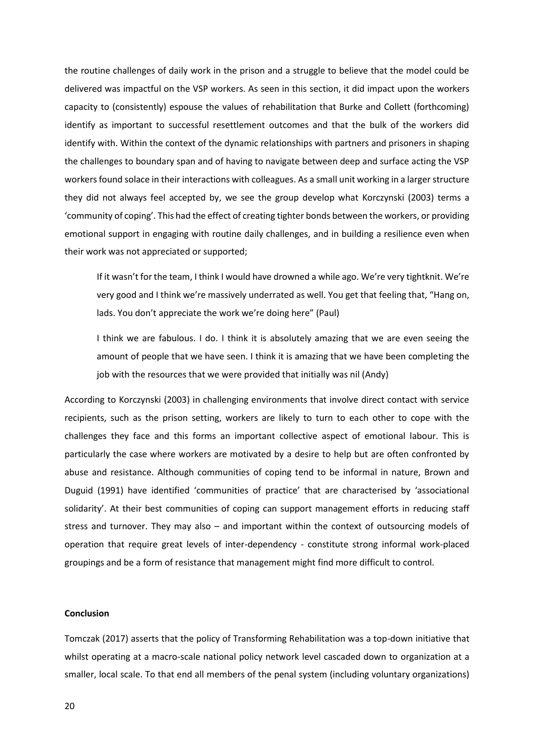the routine challenges of daily work in the prison and a struggle to believe that the model could be delivered was impactful on the VSP workers. As seen in this section, it did impact upon the workers capacity to (consistently) espouse the values of rehabilitation that Burke and Collett (forthcoming) identify as important to successful resettlement outcomes and that the bulk of the workers did identify with. Within the context of the dynamic relationships with partners and prisoners in shaping the challenges to boundary span and of having to navigate between deep and surface acting the VSP workers found solace in their interactions with colleagues. As a small unit working in a larger structure they did not always feel accepted by, we see the group develop what Korczynski (2003) terms a 'community of coping'. This had the effect of creating tighter bonds between the workers, or providing emotional support in engaging with routine daily challenges, and in building a resilience even when their work was not appreciated or supported;

> If it wasn't for the team, I think I would have drowned a while ago. We're very tightknit. We're very good and I think we're massively underrated as well. You get that feeling that, "Hang on, lads. You don't appreciate the work we're doing here" (Paul)
>
> I think we are fabulous. I do. I think it is absolutely amazing that we are even seeing the amount of people that we have seen. I think it is amazing that we have been completing the job with the resources that we were provided that initially was nil (Andy)

According to Korczynski (2003) in challenging environments that involve direct contact with service recipients, such as the prison setting, workers are likely to turn to each other to cope with the challenges they face and this forms an important collective aspect of emotional labour. This is particularly the case where workers are motivated by a desire to help but are often confronted by abuse and resistance. Although communities of coping tend to be informal in nature, Brown and Duguid (1991) have identified 'communities of practice' that are characterised by 'associational solidarity'. At their best communities of coping can support management efforts in reducing staff stress and turnover. They may also – and important within the context of outsourcing models of operation that require great levels of inter-dependency - constitute strong informal work-placed groupings and be a form of resistance that management might find more difficult to control.

**Conclusion**

Tomczak (2017) asserts that the policy of Transforming Rehabilitation was a top-down initiative that whilst operating at a macro-scale national policy network level cascaded down to organization at a smaller, local scale. To that end all members of the penal system (including voluntary organizations)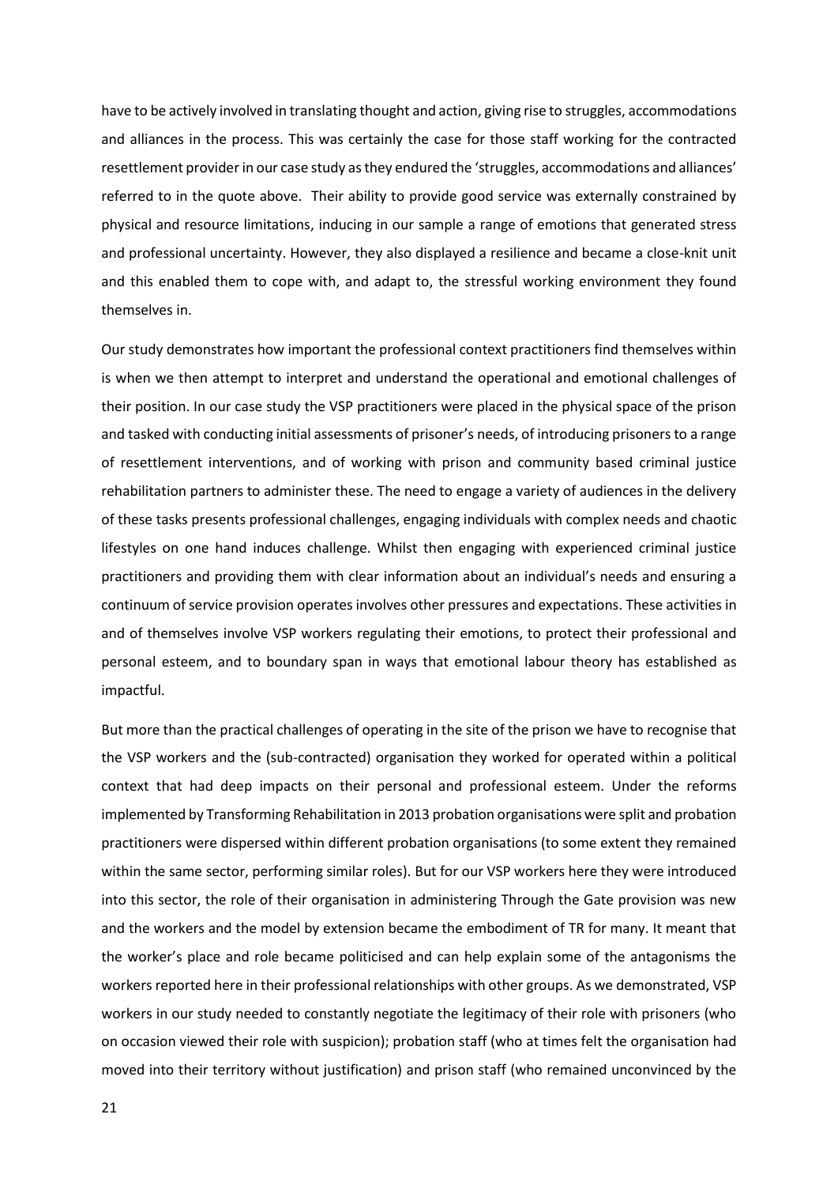have to be actively involved in translating thought and action, giving rise to struggles, accommodations and alliances in the process. This was certainly the case for those staff working for the contracted resettlement provider in our case study as they endured the 'struggles, accommodations and alliances' referred to in the quote above. Their ability to provide good service was externally constrained by physical and resource limitations, inducing in our sample a range of emotions that generated stress and professional uncertainty. However, they also displayed a resilience and became a close-knit unit and this enabled them to cope with, and adapt to, the stressful working environment they found themselves in.

Our study demonstrates how important the professional context practitioners find themselves within is when we then attempt to interpret and understand the operational and emotional challenges of their position. In our case study the VSP practitioners were placed in the physical space of the prison and tasked with conducting initial assessments of prisoner's needs, of introducing prisoners to a range of resettlement interventions, and of working with prison and community based criminal justice rehabilitation partners to administer these. The need to engage a variety of audiences in the delivery of these tasks presents professional challenges, engaging individuals with complex needs and chaotic lifestyles on one hand induces challenge. Whilst then engaging with experienced criminal justice practitioners and providing them with clear information about an individual's needs and ensuring a continuum of service provision operates involves other pressures and expectations. These activities in and of themselves involve VSP workers regulating their emotions, to protect their professional and personal esteem, and to boundary span in ways that emotional labour theory has established as impactful.

But more than the practical challenges of operating in the site of the prison we have to recognise that the VSP workers and the (sub-contracted) organisation they worked for operated within a political context that had deep impacts on their personal and professional esteem. Under the reforms implemented by Transforming Rehabilitation in 2013 probation organisations were split and probation practitioners were dispersed within different probation organisations (to some extent they remained within the same sector, performing similar roles). But for our VSP workers here they were introduced into this sector, the role of their organisation in administering Through the Gate provision was new and the workers and the model by extension became the embodiment of TR for many. It meant that the worker's place and role became politicised and can help explain some of the antagonisms the workers reported here in their professional relationships with other groups. As we demonstrated, VSP workers in our study needed to constantly negotiate the legitimacy of their role with prisoners (who on occasion viewed their role with suspicion); probation staff (who at times felt the organisation had moved into their territory without justification) and prison staff (who remained unconvinced by the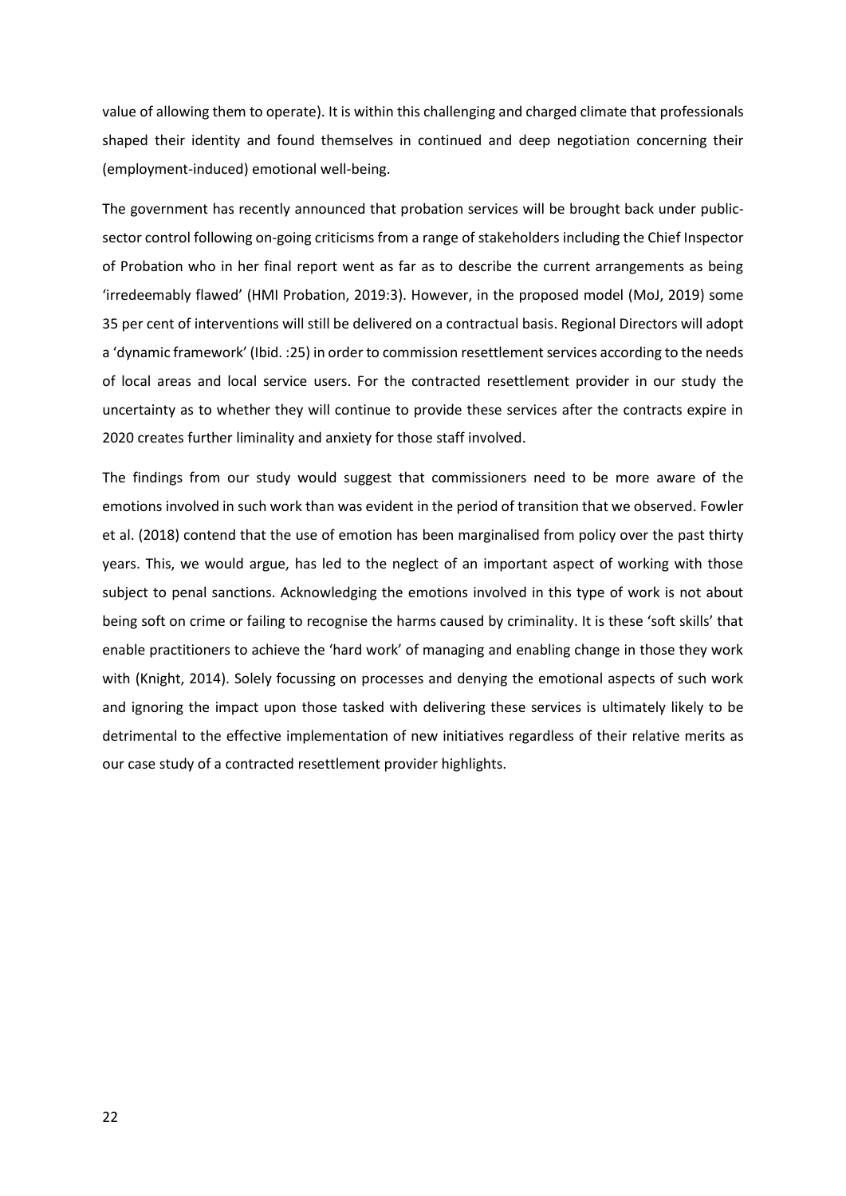value of allowing them to operate). It is within this challenging and charged climate that professionals shaped their identity and found themselves in continued and deep negotiation concerning their (employment-induced) emotional well-being.

The government has recently announced that probation services will be brought back under public-sector control following on-going criticisms from a range of stakeholders including the Chief Inspector of Probation who in her final report went as far as to describe the current arrangements as being 'irredeemably flawed' (HMI Probation, 2019:3). However, in the proposed model (MoJ, 2019) some 35 per cent of interventions will still be delivered on a contractual basis. Regional Directors will adopt a 'dynamic framework' (Ibid. :25) in order to commission resettlement services according to the needs of local areas and local service users. For the contracted resettlement provider in our study the uncertainty as to whether they will continue to provide these services after the contracts expire in 2020 creates further liminality and anxiety for those staff involved.

The findings from our study would suggest that commissioners need to be more aware of the emotions involved in such work than was evident in the period of transition that we observed. Fowler et al. (2018) contend that the use of emotion has been marginalised from policy over the past thirty years. This, we would argue, has led to the neglect of an important aspect of working with those subject to penal sanctions. Acknowledging the emotions involved in this type of work is not about being soft on crime or failing to recognise the harms caused by criminality. It is these 'soft skills' that enable practitioners to achieve the 'hard work' of managing and enabling change in those they work with (Knight, 2014). Solely focussing on processes and denying the emotional aspects of such work and ignoring the impact upon those tasked with delivering these services is ultimately likely to be detrimental to the effective implementation of new initiatives regardless of their relative merits as our case study of a contracted resettlement provider highlights.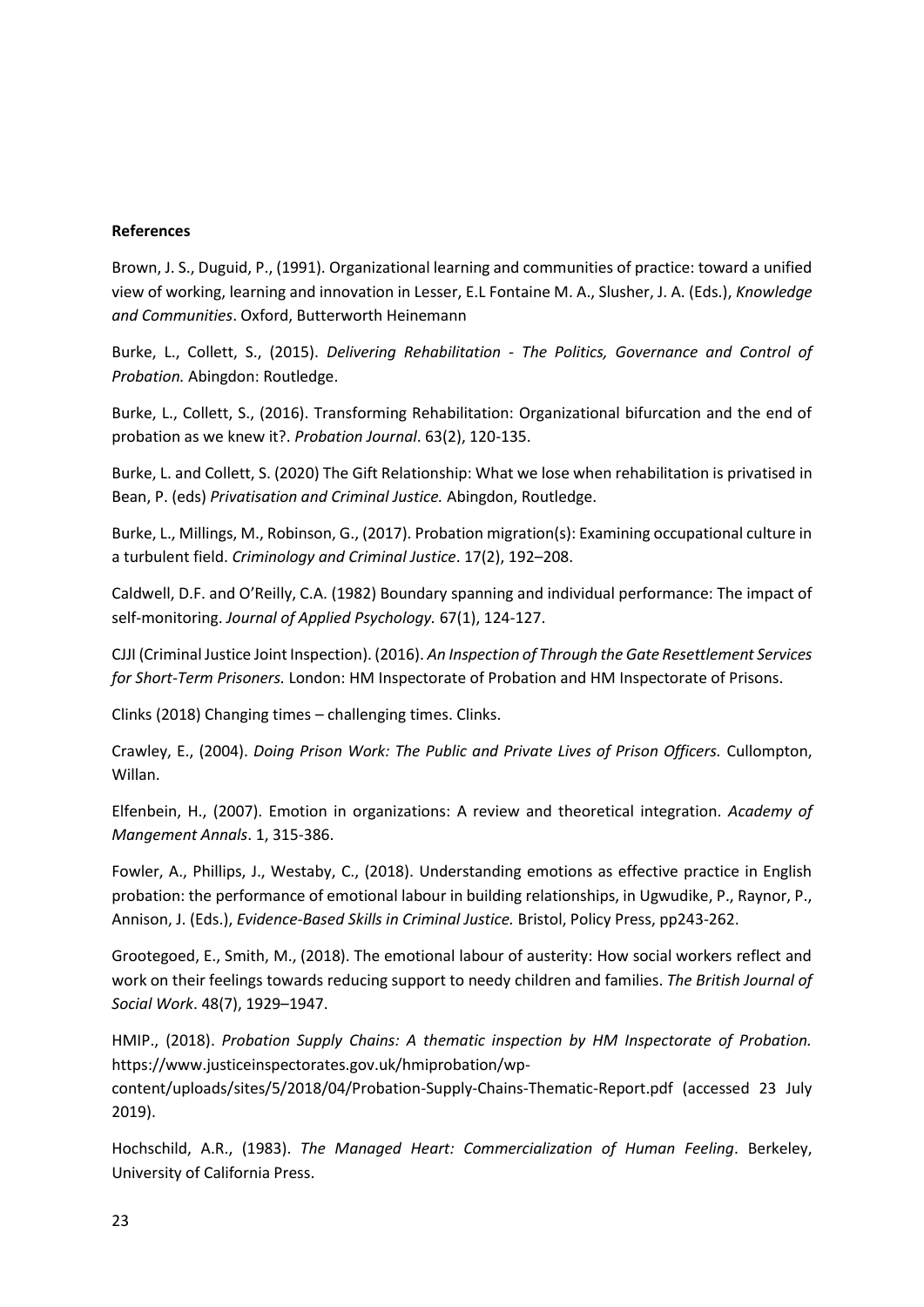**References**

Brown, J. S., Duguid, P., (1991). Organizational learning and communities of practice: toward a unified view of working, learning and innovation in Lesser, E.L Fontaine M. A., Slusher, J. A. (Eds.), *Knowledge and Communities*. Oxford, Butterworth Heinemann

Burke, L., Collett, S., (2015). *Delivering Rehabilitation - The Politics, Governance and Control of Probation.* Abingdon: Routledge.

Burke, L., Collett, S., (2016). Transforming Rehabilitation: Organizational bifurcation and the end of probation as we knew it?. *Probation Journal*. 63(2), 120-135.

Burke, L. and Collett, S. (2020) The Gift Relationship: What we lose when rehabilitation is privatised in Bean, P. (eds) *Privatisation and Criminal Justice.* Abingdon, Routledge.

Burke, L., Millings, M., Robinson, G., (2017). Probation migration(s): Examining occupational culture in a turbulent field. *Criminology and Criminal Justice*. 17(2), 192–208.

Caldwell, D.F. and O'Reilly, C.A. (1982) Boundary spanning and individual performance: The impact of self-monitoring. *Journal of Applied Psychology.* 67(1), 124-127.

CJJI (Criminal Justice Joint Inspection). (2016). *An Inspection of Through the Gate Resettlement Services for Short-Term Prisoners.* London: HM Inspectorate of Probation and HM Inspectorate of Prisons.

Clinks (2018) Changing times – challenging times. Clinks.

Crawley, E., (2004). *Doing Prison Work: The Public and Private Lives of Prison Officers.* Cullompton, Willan.

Elfenbein, H., (2007). Emotion in organizations: A review and theoretical integration. *Academy of Mangement Annals*. 1, 315-386.

Fowler, A., Phillips, J., Westaby, C., (2018). Understanding emotions as effective practice in English probation: the performance of emotional labour in building relationships, in Ugwudike, P., Raynor, P., Annison, J. (Eds.), *Evidence-Based Skills in Criminal Justice.* Bristol, Policy Press, pp243-262.

Grootegoed, E., Smith, M., (2018). The emotional labour of austerity: How social workers reflect and work on their feelings towards reducing support to needy children and families. *The British Journal of Social Work*. 48(7), 1929–1947.

HMIP., (2018). *Probation Supply Chains: A thematic inspection by HM Inspectorate of Probation.* https://www.justiceinspectorates.gov.uk/hmiprobation/wp-content/uploads/sites/5/2018/04/Probation-Supply-Chains-Thematic-Report.pdf (accessed 23 July 2019).

Hochschild, A.R., (1983). *The Managed Heart: Commercialization of Human Feeling*. Berkeley, University of California Press.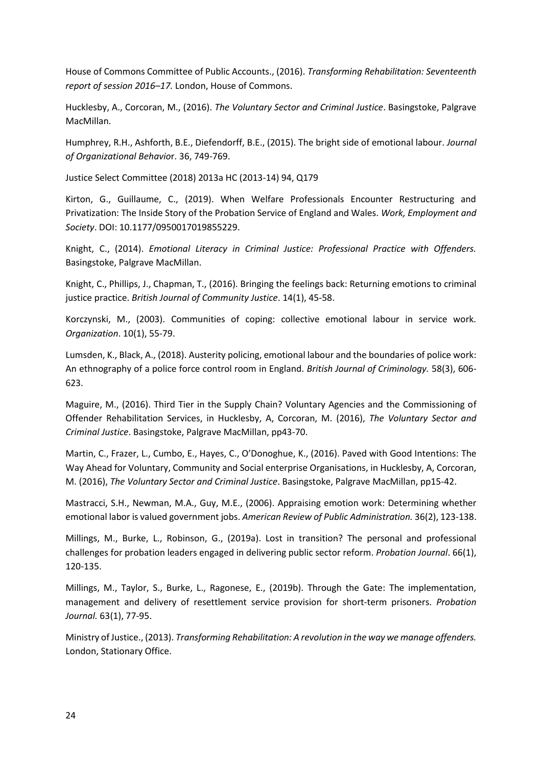House of Commons Committee of Public Accounts., (2016). *Transforming Rehabilitation: Seventeenth report of session 2016–17.* London, House of Commons.

Hucklesby, A., Corcoran, M., (2016). *The Voluntary Sector and Criminal Justice*. Basingstoke, Palgrave MacMillan.

Humphrey, R.H., Ashforth, B.E., Diefendorff, B.E., (2015). The bright side of emotional labour. *Journal of Organizational Behavior*. 36, 749-769.

Justice Select Committee (2018) 2013a HC (2013-14) 94, Q179

Kirton, G., Guillaume, C., (2019). When Welfare Professionals Encounter Restructuring and Privatization: The Inside Story of the Probation Service of England and Wales. *Work, Employment and Society*. DOI: 10.1177/0950017019855229.

Knight, C., (2014). *Emotional Literacy in Criminal Justice: Professional Practice with Offenders.* Basingstoke, Palgrave MacMillan.

Knight, C., Phillips, J., Chapman, T., (2016). Bringing the feelings back: Returning emotions to criminal justice practice. *British Journal of Community Justice*. 14(1), 45-58.

Korczynski, M., (2003). Communities of coping: collective emotional labour in service work. *Organization*. 10(1), 55-79.

Lumsden, K., Black, A., (2018). Austerity policing, emotional labour and the boundaries of police work: An ethnography of a police force control room in England. *British Journal of Criminology.* 58(3), 606-623.

Maguire, M., (2016). Third Tier in the Supply Chain? Voluntary Agencies and the Commissioning of Offender Rehabilitation Services, in Hucklesby, A, Corcoran, M. (2016), *The Voluntary Sector and Criminal Justice*. Basingstoke, Palgrave MacMillan, pp43-70.

Martin, C., Frazer, L., Cumbo, E., Hayes, C., O'Donoghue, K., (2016). Paved with Good Intentions: The Way Ahead for Voluntary, Community and Social enterprise Organisations, in Hucklesby, A, Corcoran, M. (2016), *The Voluntary Sector and Criminal Justice*. Basingstoke, Palgrave MacMillan, pp15-42.

Mastracci, S.H., Newman, M.A., Guy, M.E., (2006). Appraising emotion work: Determining whether emotional labor is valued government jobs. *American Review of Public Administration.* 36(2), 123-138.

Millings, M., Burke, L., Robinson, G., (2019a). Lost in transition? The personal and professional challenges for probation leaders engaged in delivering public sector reform. *Probation Journal*. 66(1), 120-135.

Millings, M., Taylor, S., Burke, L., Ragonese, E., (2019b). Through the Gate: The implementation, management and delivery of resettlement service provision for short-term prisoners. *Probation Journal.* 63(1), 77-95.

Ministry of Justice., (2013). *Transforming Rehabilitation: A revolution in the way we manage offenders.* London, Stationary Office.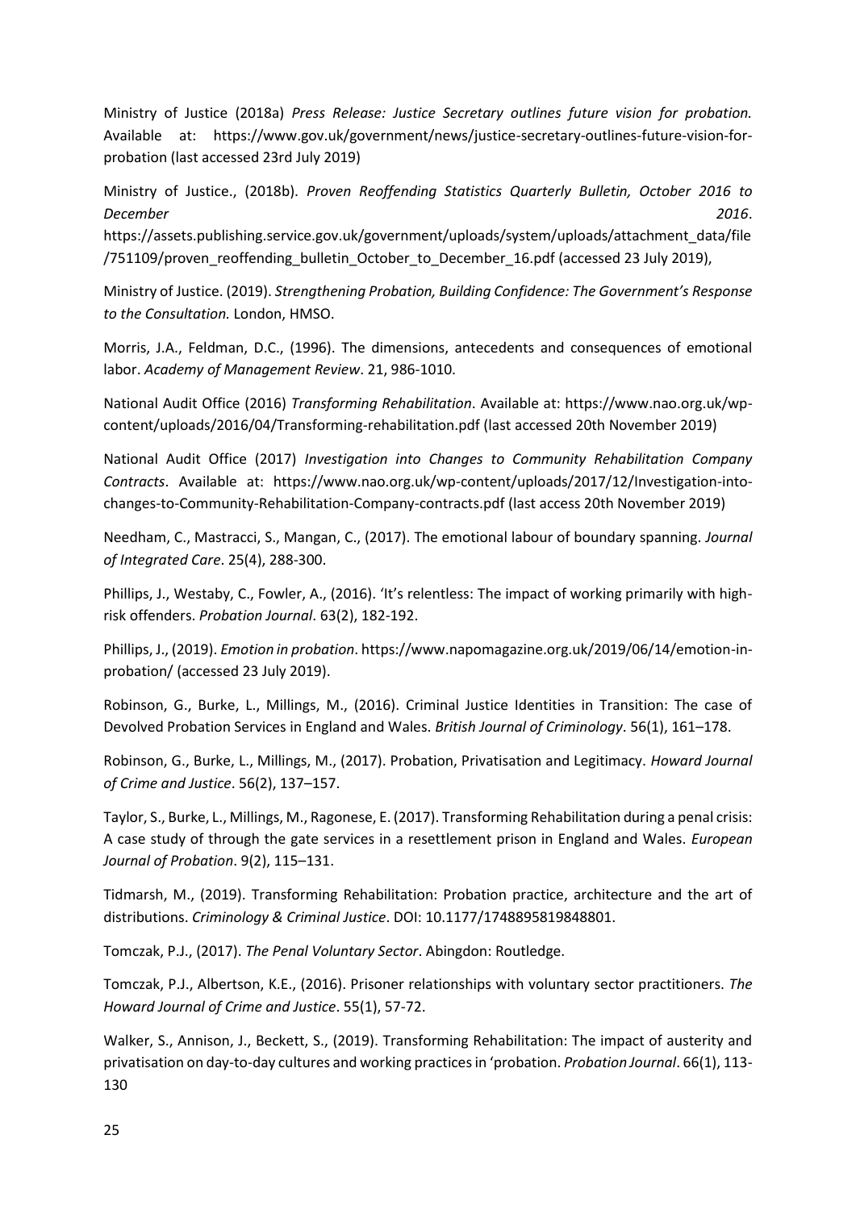Ministry of Justice (2018a) *Press Release: Justice Secretary outlines future vision for probation.* Available at: https://www.gov.uk/government/news/justice-secretary-outlines-future-vision-for-probation (last accessed 23rd July 2019)

Ministry of Justice., (2018b). *Proven Reoffending Statistics Quarterly Bulletin, October 2016 to December 2016*. https://assets.publishing.service.gov.uk/government/uploads/system/uploads/attachment_data/file/751109/proven_reoffending_bulletin_October_to_December_16.pdf (accessed 23 July 2019),

Ministry of Justice. (2019). *Strengthening Probation, Building Confidence: The Government's Response to the Consultation.* London, HMSO.

Morris, J.A., Feldman, D.C., (1996). The dimensions, antecedents and consequences of emotional labor. *Academy of Management Review*. 21, 986-1010.

National Audit Office (2016) *Transforming Rehabilitation*. Available at: https://www.nao.org.uk/wp-content/uploads/2016/04/Transforming-rehabilitation.pdf (last accessed 20th November 2019)

National Audit Office (2017) *Investigation into Changes to Community Rehabilitation Company Contracts*. Available at: https://www.nao.org.uk/wp-content/uploads/2017/12/Investigation-into-changes-to-Community-Rehabilitation-Company-contracts.pdf (last access 20th November 2019)

Needham, C., Mastracci, S., Mangan, C., (2017). The emotional labour of boundary spanning. *Journal of Integrated Care*. 25(4), 288-300.

Phillips, J., Westaby, C., Fowler, A., (2016). 'It's relentless: The impact of working primarily with high-risk offenders. *Probation Journal*. 63(2), 182-192.

Phillips, J., (2019). *Emotion in probation*. https://www.napomagazine.org.uk/2019/06/14/emotion-in-probation/ (accessed 23 July 2019).

Robinson, G., Burke, L., Millings, M., (2016). Criminal Justice Identities in Transition: The case of Devolved Probation Services in England and Wales. *British Journal of Criminology*. 56(1), 161–178.

Robinson, G., Burke, L., Millings, M., (2017). Probation, Privatisation and Legitimacy. *Howard Journal of Crime and Justice*. 56(2), 137–157.

Taylor, S., Burke, L., Millings, M., Ragonese, E. (2017). Transforming Rehabilitation during a penal crisis: A case study of through the gate services in a resettlement prison in England and Wales. *European Journal of Probation*. 9(2), 115–131.

Tidmarsh, M., (2019). Transforming Rehabilitation: Probation practice, architecture and the art of distributions. *Criminology & Criminal Justice*. DOI: 10.1177/1748895819848801.

Tomczak, P.J., (2017). *The Penal Voluntary Sector*. Abingdon: Routledge.

Tomczak, P.J., Albertson, K.E., (2016). Prisoner relationships with voluntary sector practitioners. *The Howard Journal of Crime and Justice*. 55(1), 57-72.

Walker, S., Annison, J., Beckett, S., (2019). Transforming Rehabilitation: The impact of austerity and privatisation on day-to-day cultures and working practices in 'probation. *Probation Journal*. 66(1), 113-130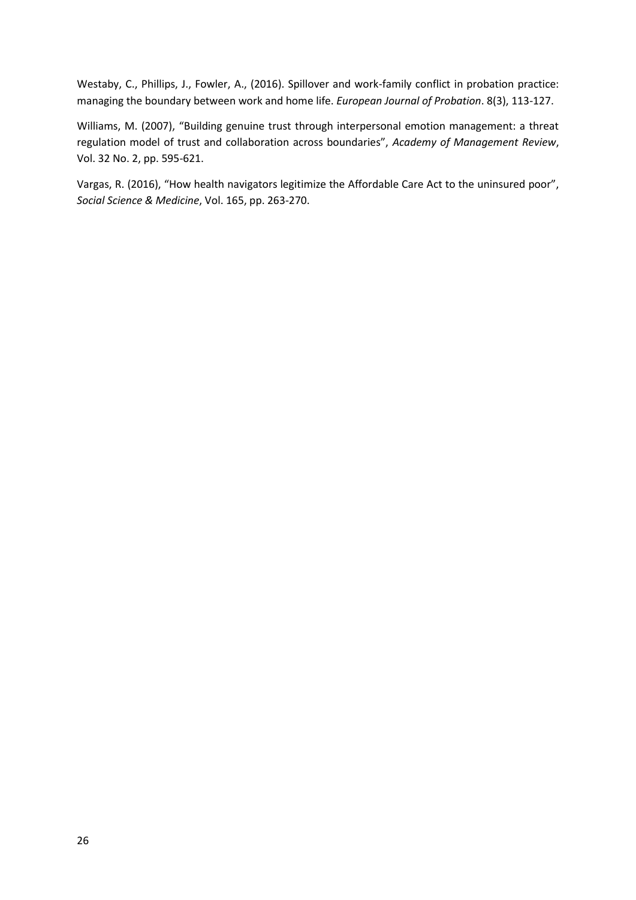Westaby, C., Phillips, J., Fowler, A., (2016). Spillover and work-family conflict in probation practice: managing the boundary between work and home life. *European Journal of Probation*. 8(3), 113-127.

Williams, M. (2007), "Building genuine trust through interpersonal emotion management: a threat regulation model of trust and collaboration across boundaries", *Academy of Management Review*, Vol. 32 No. 2, pp. 595-621.

Vargas, R. (2016), "How health navigators legitimize the Affordable Care Act to the uninsured poor", *Social Science & Medicine*, Vol. 165, pp. 263-270.